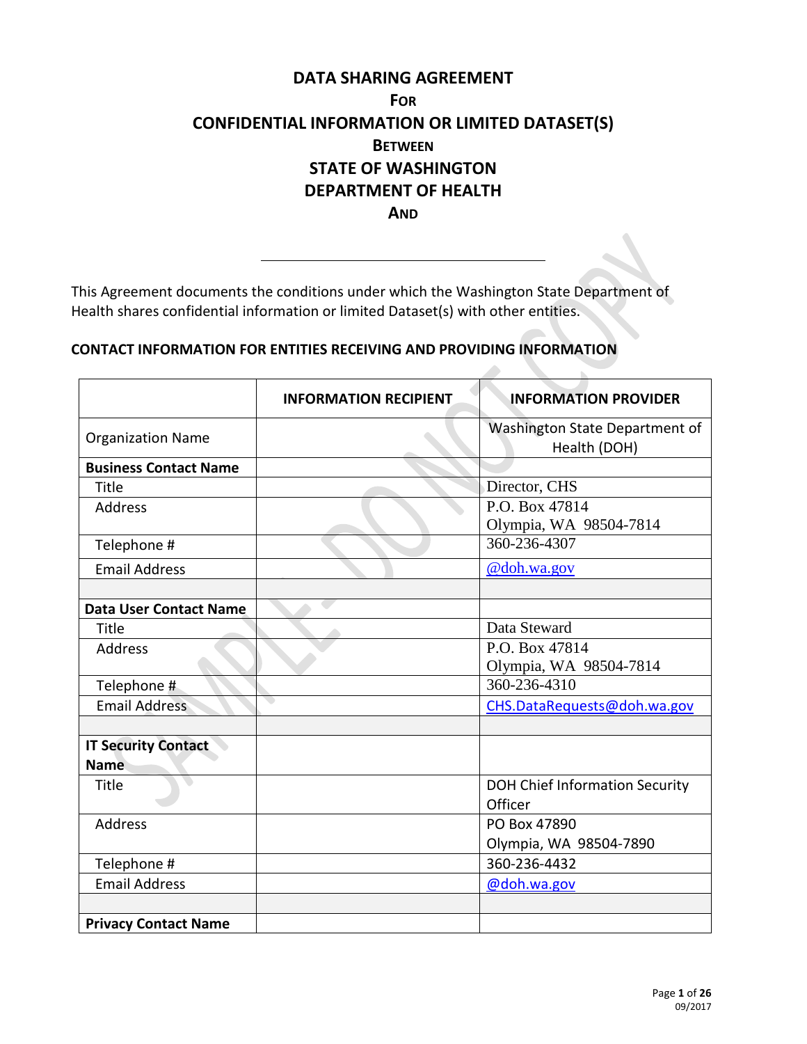# DATA SHARING AGREEMENT
## FOR
## CONFIDENTIAL INFORMATION OR LIMITED DATASET(S)
## BETWEEN
## STATE OF WASHINGTON
## DEPARTMENT OF HEALTH
## AND

\_\_\_\_\_\_\_\_\_\_\_\_\_\_\_\_\_\_\_\_\_\_\_\_\_\_\_\_\_\_\_\_\_\_\_\_\_\_\_\_

This Agreement documents the conditions under which the Washington State Department of Health shares confidential information or limited Dataset(s) with other entities.

**CONTACT INFORMATION FOR ENTITIES RECEIVING AND PROVIDING INFORMATION**

| | INFORMATION RECIPIENT | INFORMATION PROVIDER |
|---|---|---|
| Organization Name | | Washington State Department of Health (DOH) |
| **Business Contact Name** | | |
| Title | | Director, CHS |
| Address | | P.O. Box 47814<br>Olympia, WA 98504-7814 |
| Telephone # | | 360-236-4307 |
| Email Address | | @doh.wa.gov |
| | | |
| **Data User Contact Name** | | |
| Title | | Data Steward |
| Address | | P.O. Box 47814<br>Olympia, WA 98504-7814 |
| Telephone # | | 360-236-4310 |
| Email Address | | CHS.DataRequests@doh.wa.gov |
| | | |
| **IT Security Contact Name** | | |
| Title | | DOH Chief Information Security Officer |
| Address | | PO Box 47890<br>Olympia, WA 98504-7890 |
| Telephone # | | 360-236-4432 |
| Email Address | | @doh.wa.gov |
| | | |
| **Privacy Contact Name** | | |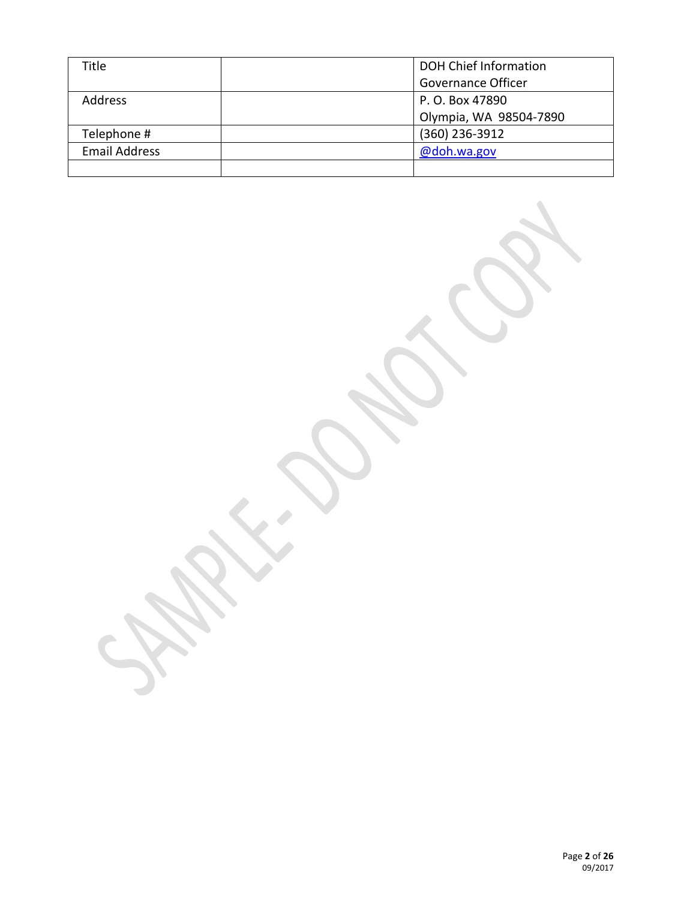| Title | | DOH Chief Information Governance Officer |
|---|---|---|
| Address | | P. O. Box 47890<br>Olympia, WA 98504-7890 |
| Telephone # | | (360) 236-3912 |
| Email Address | | @doh.wa.gov |
| | | |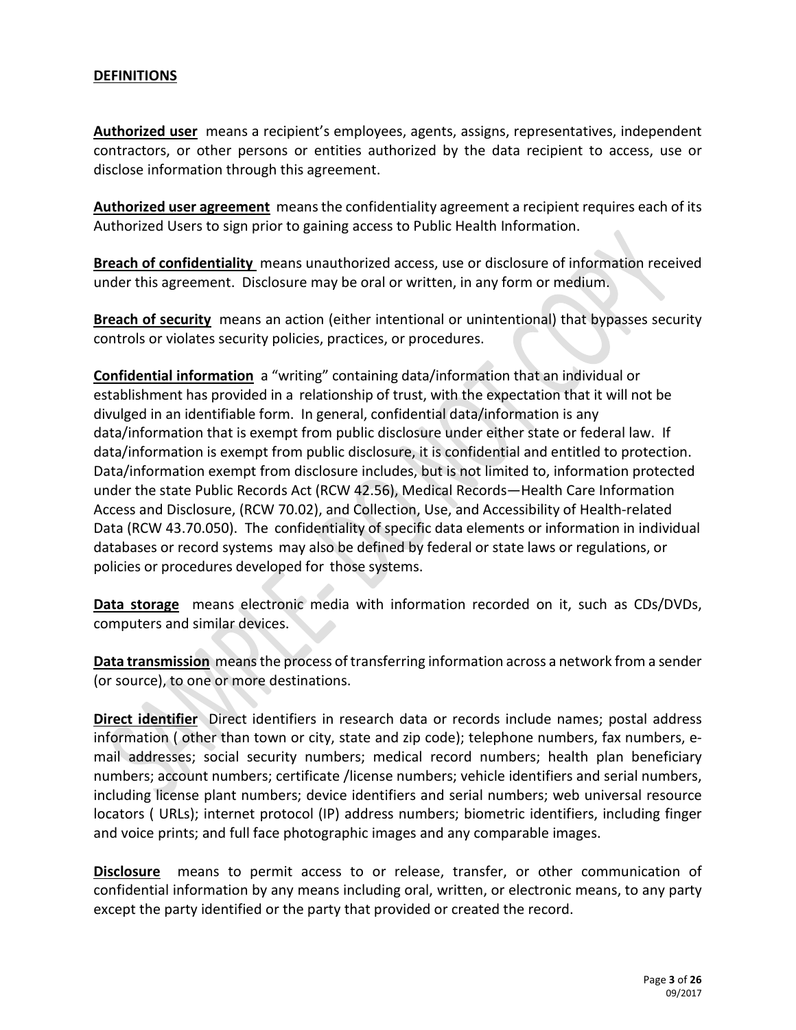## DEFINITIONS

**Authorized user** means a recipient's employees, agents, assigns, representatives, independent contractors, or other persons or entities authorized by the data recipient to access, use or disclose information through this agreement.

**Authorized user agreement** means the confidentiality agreement a recipient requires each of its Authorized Users to sign prior to gaining access to Public Health Information.

**Breach of confidentiality** means unauthorized access, use or disclosure of information received under this agreement. Disclosure may be oral or written, in any form or medium.

**Breach of security** means an action (either intentional or unintentional) that bypasses security controls or violates security policies, practices, or procedures.

**Confidential information** a "writing" containing data/information that an individual or establishment has provided in a relationship of trust, with the expectation that it will not be divulged in an identifiable form. In general, confidential data/information is any data/information that is exempt from public disclosure under either state or federal law. If data/information is exempt from public disclosure, it is confidential and entitled to protection. Data/information exempt from disclosure includes, but is not limited to, information protected under the state Public Records Act (RCW 42.56), Medical Records—Health Care Information Access and Disclosure, (RCW 70.02), and Collection, Use, and Accessibility of Health-related Data (RCW 43.70.050). The confidentiality of specific data elements or information in individual databases or record systems may also be defined by federal or state laws or regulations, or policies or procedures developed for those systems.

**Data storage** means electronic media with information recorded on it, such as CDs/DVDs, computers and similar devices.

**Data transmission** means the process of transferring information across a network from a sender (or source), to one or more destinations.

**Direct identifier** Direct identifiers in research data or records include names; postal address information ( other than town or city, state and zip code); telephone numbers, fax numbers, e-mail addresses; social security numbers; medical record numbers; health plan beneficiary numbers; account numbers; certificate /license numbers; vehicle identifiers and serial numbers, including license plant numbers; device identifiers and serial numbers; web universal resource locators ( URLs); internet protocol (IP) address numbers; biometric identifiers, including finger and voice prints; and full face photographic images and any comparable images.

**Disclosure** means to permit access to or release, transfer, or other communication of confidential information by any means including oral, written, or electronic means, to any party except the party identified or the party that provided or created the record.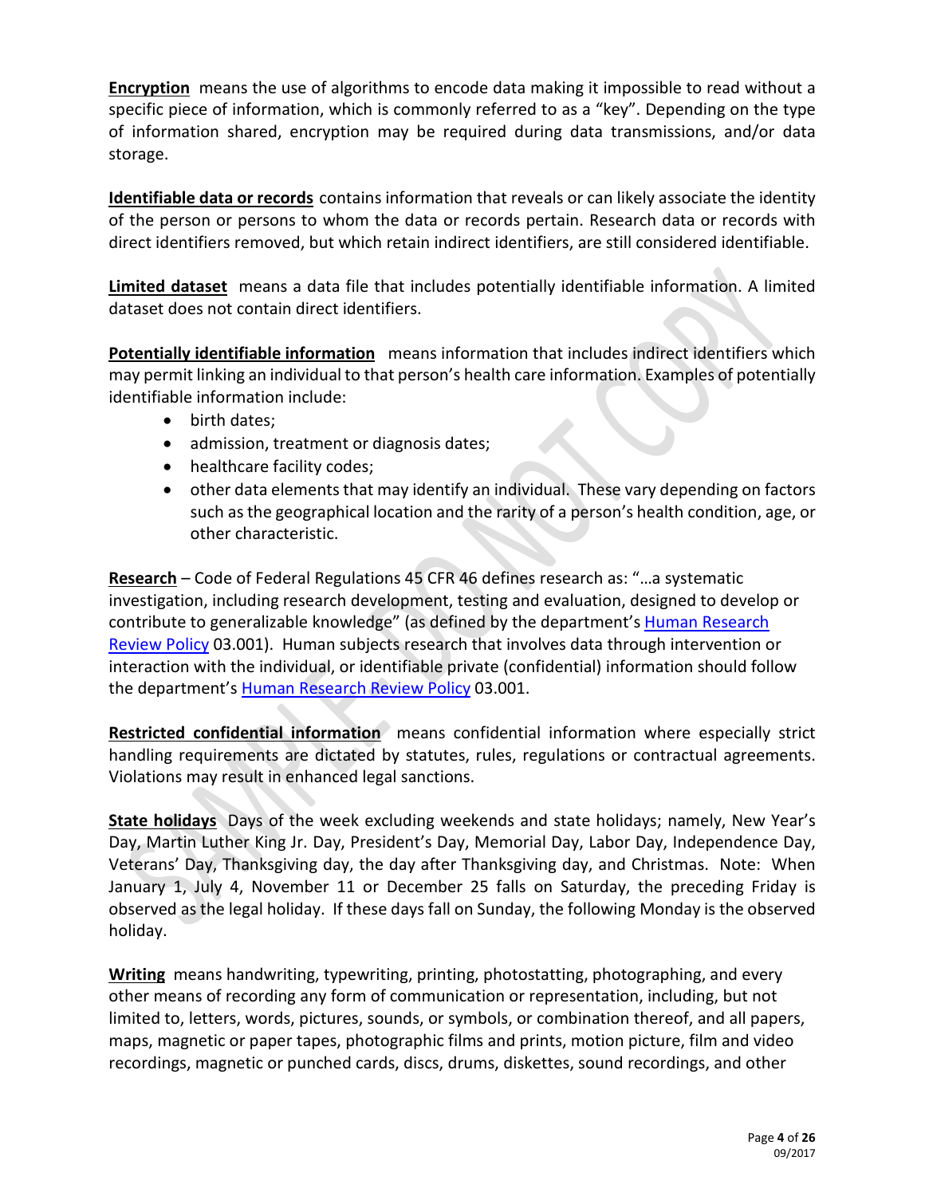**<u>Encryption</u>** means the use of algorithms to encode data making it impossible to read without a specific piece of information, which is commonly referred to as a "key". Depending on the type of information shared, encryption may be required during data transmissions, and/or data storage.

**<u>Identifiable data or records</u>** contains information that reveals or can likely associate the identity of the person or persons to whom the data or records pertain. Research data or records with direct identifiers removed, but which retain indirect identifiers, are still considered identifiable.

**<u>Limited dataset</u>** means a data file that includes potentially identifiable information. A limited dataset does not contain direct identifiers.

**<u>Potentially identifiable information</u>** means information that includes indirect identifiers which may permit linking an individual to that person's health care information. Examples of potentially identifiable information include:

- birth dates;
- admission, treatment or diagnosis dates;
- healthcare facility codes;
- other data elements that may identify an individual. These vary depending on factors such as the geographical location and the rarity of a person's health condition, age, or other characteristic.

**<u>Research</u>** – Code of Federal Regulations 45 CFR 46 defines research as: "…a systematic investigation, including research development, testing and evaluation, designed to develop or contribute to generalizable knowledge" (as defined by the department's Human Research Review Policy 03.001). Human subjects research that involves data through intervention or interaction with the individual, or identifiable private (confidential) information should follow the department's Human Research Review Policy 03.001.

**<u>Restricted confidential information</u>** means confidential information where especially strict handling requirements are dictated by statutes, rules, regulations or contractual agreements. Violations may result in enhanced legal sanctions.

**<u>State holidays</u>** Days of the week excluding weekends and state holidays; namely, New Year's Day, Martin Luther King Jr. Day, President's Day, Memorial Day, Labor Day, Independence Day, Veterans' Day, Thanksgiving day, the day after Thanksgiving day, and Christmas. Note: When January 1, July 4, November 11 or December 25 falls on Saturday, the preceding Friday is observed as the legal holiday. If these days fall on Sunday, the following Monday is the observed holiday.

**<u>Writing</u>** means handwriting, typewriting, printing, photostatting, photographing, and every other means of recording any form of communication or representation, including, but not limited to, letters, words, pictures, sounds, or symbols, or combination thereof, and all papers, maps, magnetic or paper tapes, photographic films and prints, motion picture, film and video recordings, magnetic or punched cards, discs, drums, diskettes, sound recordings, and other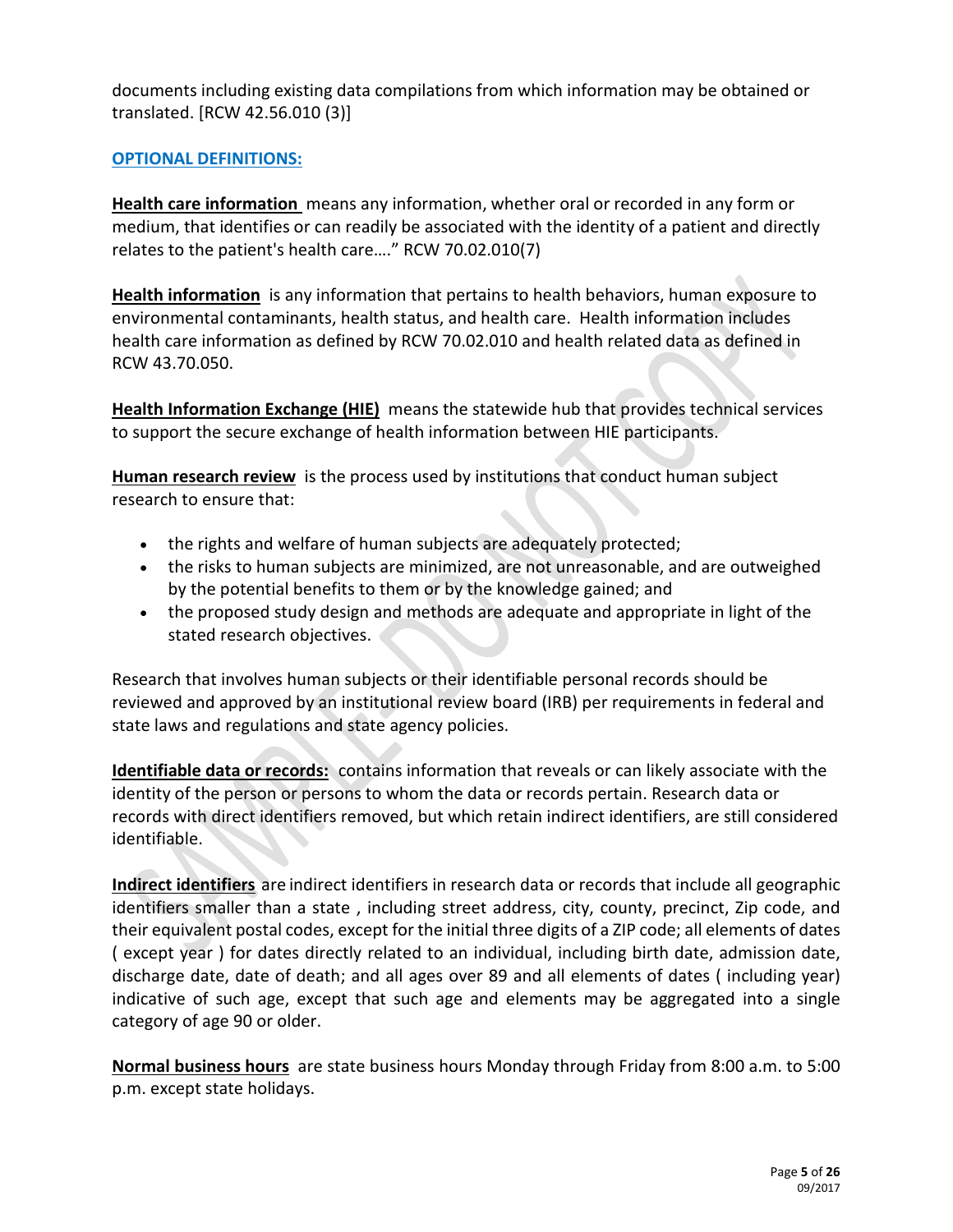documents including existing data compilations from which information may be obtained or translated. [RCW 42.56.010 (3)]

## OPTIONAL DEFINITIONS:

**Health care information** means any information, whether oral or recorded in any form or medium, that identifies or can readily be associated with the identity of a patient and directly relates to the patient's health care…." RCW 70.02.010(7)

**Health information** is any information that pertains to health behaviors, human exposure to environmental contaminants, health status, and health care. Health information includes health care information as defined by RCW 70.02.010 and health related data as defined in RCW 43.70.050.

**Health Information Exchange (HIE)** means the statewide hub that provides technical services to support the secure exchange of health information between HIE participants.

**Human research review** is the process used by institutions that conduct human subject research to ensure that:

- the rights and welfare of human subjects are adequately protected;
- the risks to human subjects are minimized, are not unreasonable, and are outweighed by the potential benefits to them or by the knowledge gained; and
- the proposed study design and methods are adequate and appropriate in light of the stated research objectives.

Research that involves human subjects or their identifiable personal records should be reviewed and approved by an institutional review board (IRB) per requirements in federal and state laws and regulations and state agency policies.

**Identifiable data or records:** contains information that reveals or can likely associate with the identity of the person or persons to whom the data or records pertain. Research data or records with direct identifiers removed, but which retain indirect identifiers, are still considered identifiable.

**Indirect identifiers** are indirect identifiers in research data or records that include all geographic identifiers smaller than a state , including street address, city, county, precinct, Zip code, and their equivalent postal codes, except for the initial three digits of a ZIP code; all elements of dates ( except year ) for dates directly related to an individual, including birth date, admission date, discharge date, date of death; and all ages over 89 and all elements of dates ( including year) indicative of such age, except that such age and elements may be aggregated into a single category of age 90 or older.

**Normal business hours** are state business hours Monday through Friday from 8:00 a.m. to 5:00 p.m. except state holidays.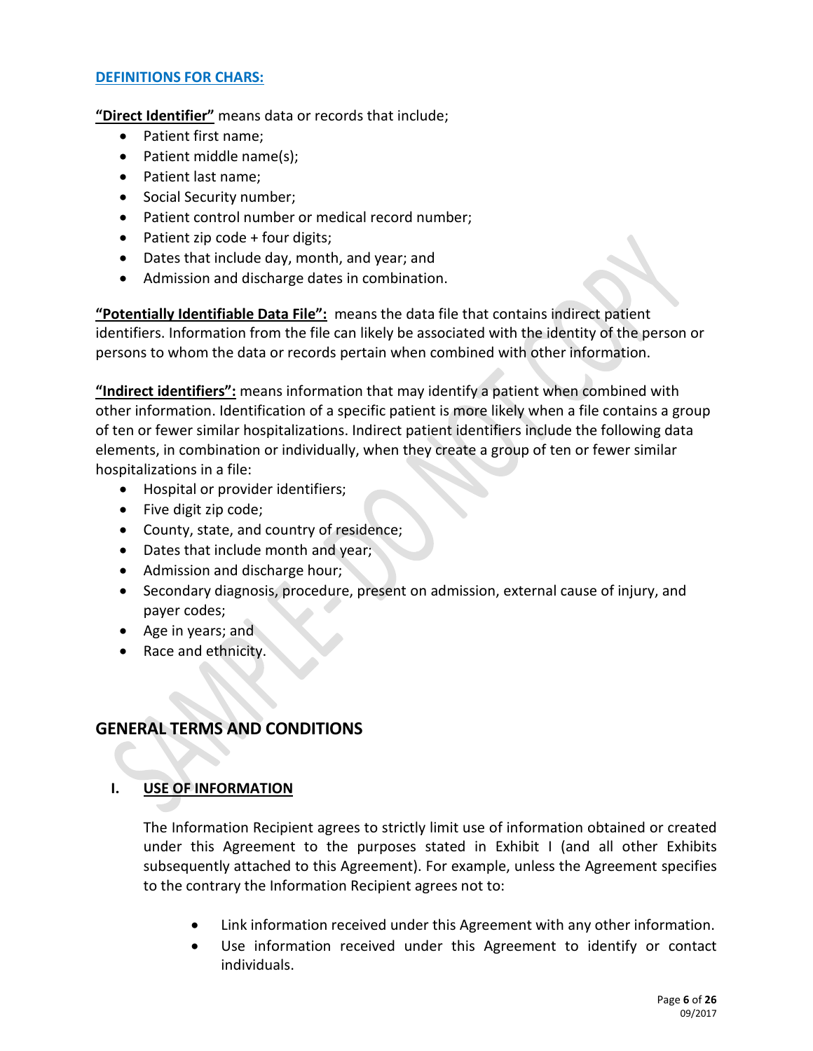## DEFINITIONS FOR CHARS:

**"Direct Identifier"** means data or records that include;

- Patient first name;
- Patient middle name(s);
- Patient last name;
- Social Security number;
- Patient control number or medical record number;
- Patient zip code + four digits;
- Dates that include day, month, and year; and
- Admission and discharge dates in combination.

**"Potentially Identifiable Data File":** means the data file that contains indirect patient identifiers. Information from the file can likely be associated with the identity of the person or persons to whom the data or records pertain when combined with other information.

**"Indirect identifiers":** means information that may identify a patient when combined with other information. Identification of a specific patient is more likely when a file contains a group of ten or fewer similar hospitalizations. Indirect patient identifiers include the following data elements, in combination or individually, when they create a group of ten or fewer similar hospitalizations in a file:

- Hospital or provider identifiers;
- Five digit zip code;
- County, state, and country of residence;
- Dates that include month and year;
- Admission and discharge hour;
- Secondary diagnosis, procedure, present on admission, external cause of injury, and payer codes;
- Age in years; and
- Race and ethnicity.

## GENERAL TERMS AND CONDITIONS

### I. USE OF INFORMATION

The Information Recipient agrees to strictly limit use of information obtained or created under this Agreement to the purposes stated in Exhibit I (and all other Exhibits subsequently attached to this Agreement). For example, unless the Agreement specifies to the contrary the Information Recipient agrees not to:

- Link information received under this Agreement with any other information.
- Use information received under this Agreement to identify or contact individuals.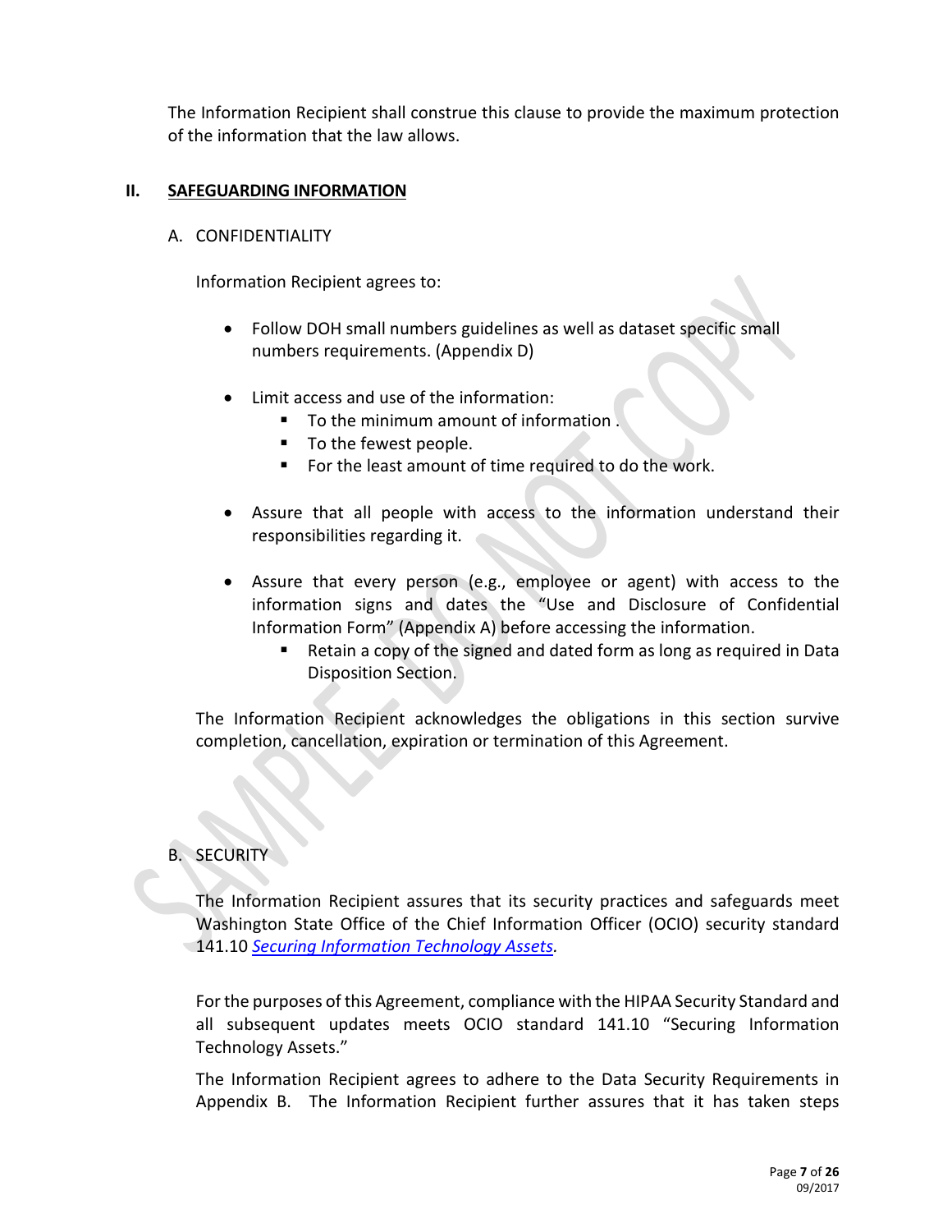The Information Recipient shall construe this clause to provide the maximum protection of the information that the law allows.

## II. SAFEGUARDING INFORMATION

### A. CONFIDENTIALITY

Information Recipient agrees to:

- Follow DOH small numbers guidelines as well as dataset specific small numbers requirements. (Appendix D)

- Limit access and use of the information:
  - To the minimum amount of information .
  - To the fewest people.
  - For the least amount of time required to do the work.

- Assure that all people with access to the information understand their responsibilities regarding it.

- Assure that every person (e.g., employee or agent) with access to the information signs and dates the "Use and Disclosure of Confidential Information Form" (Appendix A) before accessing the information.
  - Retain a copy of the signed and dated form as long as required in Data Disposition Section.

The Information Recipient acknowledges the obligations in this section survive completion, cancellation, expiration or termination of this Agreement.

### B. SECURITY

The Information Recipient assures that its security practices and safeguards meet Washington State Office of the Chief Information Officer (OCIO) security standard 141.10 *Securing Information Technology Assets*.

For the purposes of this Agreement, compliance with the HIPAA Security Standard and all subsequent updates meets OCIO standard 141.10 "Securing Information Technology Assets."

The Information Recipient agrees to adhere to the Data Security Requirements in Appendix B. The Information Recipient further assures that it has taken steps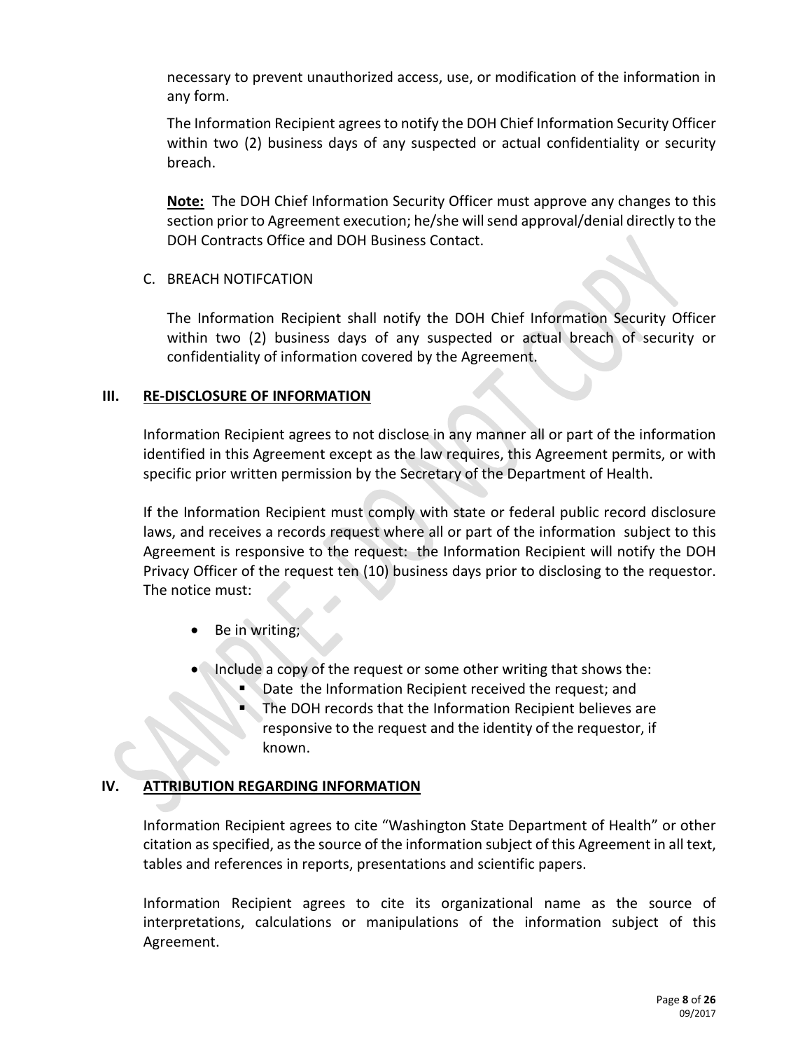necessary to prevent unauthorized access, use, or modification of the information in any form.

The Information Recipient agrees to notify the DOH Chief Information Security Officer within two (2) business days of any suspected or actual confidentiality or security breach.

**Note:** The DOH Chief Information Security Officer must approve any changes to this section prior to Agreement execution; he/she will send approval/denial directly to the DOH Contracts Office and DOH Business Contact.

C. BREACH NOTIFCATION

The Information Recipient shall notify the DOH Chief Information Security Officer within two (2) business days of any suspected or actual breach of security or confidentiality of information covered by the Agreement.

## III. RE-DISCLOSURE OF INFORMATION

Information Recipient agrees to not disclose in any manner all or part of the information identified in this Agreement except as the law requires, this Agreement permits, or with specific prior written permission by the Secretary of the Department of Health.

If the Information Recipient must comply with state or federal public record disclosure laws, and receives a records request where all or part of the information subject to this Agreement is responsive to the request: the Information Recipient will notify the DOH Privacy Officer of the request ten (10) business days prior to disclosing to the requestor. The notice must:

- Be in writing;
- Include a copy of the request or some other writing that shows the:
  - Date the Information Recipient received the request; and
  - The DOH records that the Information Recipient believes are responsive to the request and the identity of the requestor, if known.

## IV. ATTRIBUTION REGARDING INFORMATION

Information Recipient agrees to cite "Washington State Department of Health" or other citation as specified, as the source of the information subject of this Agreement in all text, tables and references in reports, presentations and scientific papers.

Information Recipient agrees to cite its organizational name as the source of interpretations, calculations or manipulations of the information subject of this Agreement.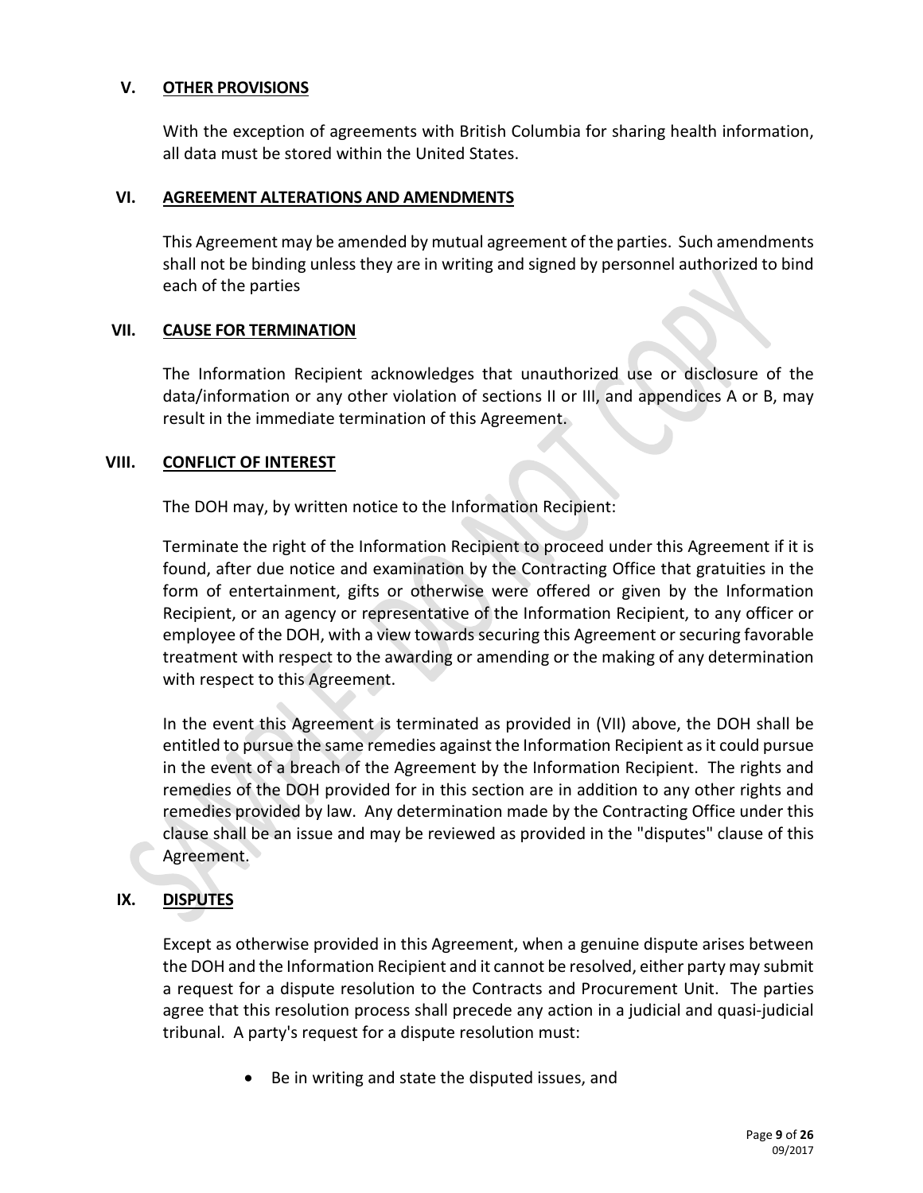## V. OTHER PROVISIONS

With the exception of agreements with British Columbia for sharing health information, all data must be stored within the United States.

## VI. AGREEMENT ALTERATIONS AND AMENDMENTS

This Agreement may be amended by mutual agreement of the parties. Such amendments shall not be binding unless they are in writing and signed by personnel authorized to bind each of the parties

## VII. CAUSE FOR TERMINATION

The Information Recipient acknowledges that unauthorized use or disclosure of the data/information or any other violation of sections II or III, and appendices A or B, may result in the immediate termination of this Agreement.

## VIII. CONFLICT OF INTEREST

The DOH may, by written notice to the Information Recipient:

Terminate the right of the Information Recipient to proceed under this Agreement if it is found, after due notice and examination by the Contracting Office that gratuities in the form of entertainment, gifts or otherwise were offered or given by the Information Recipient, or an agency or representative of the Information Recipient, to any officer or employee of the DOH, with a view towards securing this Agreement or securing favorable treatment with respect to the awarding or amending or the making of any determination with respect to this Agreement.

In the event this Agreement is terminated as provided in (VII) above, the DOH shall be entitled to pursue the same remedies against the Information Recipient as it could pursue in the event of a breach of the Agreement by the Information Recipient. The rights and remedies of the DOH provided for in this section are in addition to any other rights and remedies provided by law. Any determination made by the Contracting Office under this clause shall be an issue and may be reviewed as provided in the "disputes" clause of this Agreement.

## IX. DISPUTES

Except as otherwise provided in this Agreement, when a genuine dispute arises between the DOH and the Information Recipient and it cannot be resolved, either party may submit a request for a dispute resolution to the Contracts and Procurement Unit. The parties agree that this resolution process shall precede any action in a judicial and quasi-judicial tribunal. A party's request for a dispute resolution must:

- Be in writing and state the disputed issues, and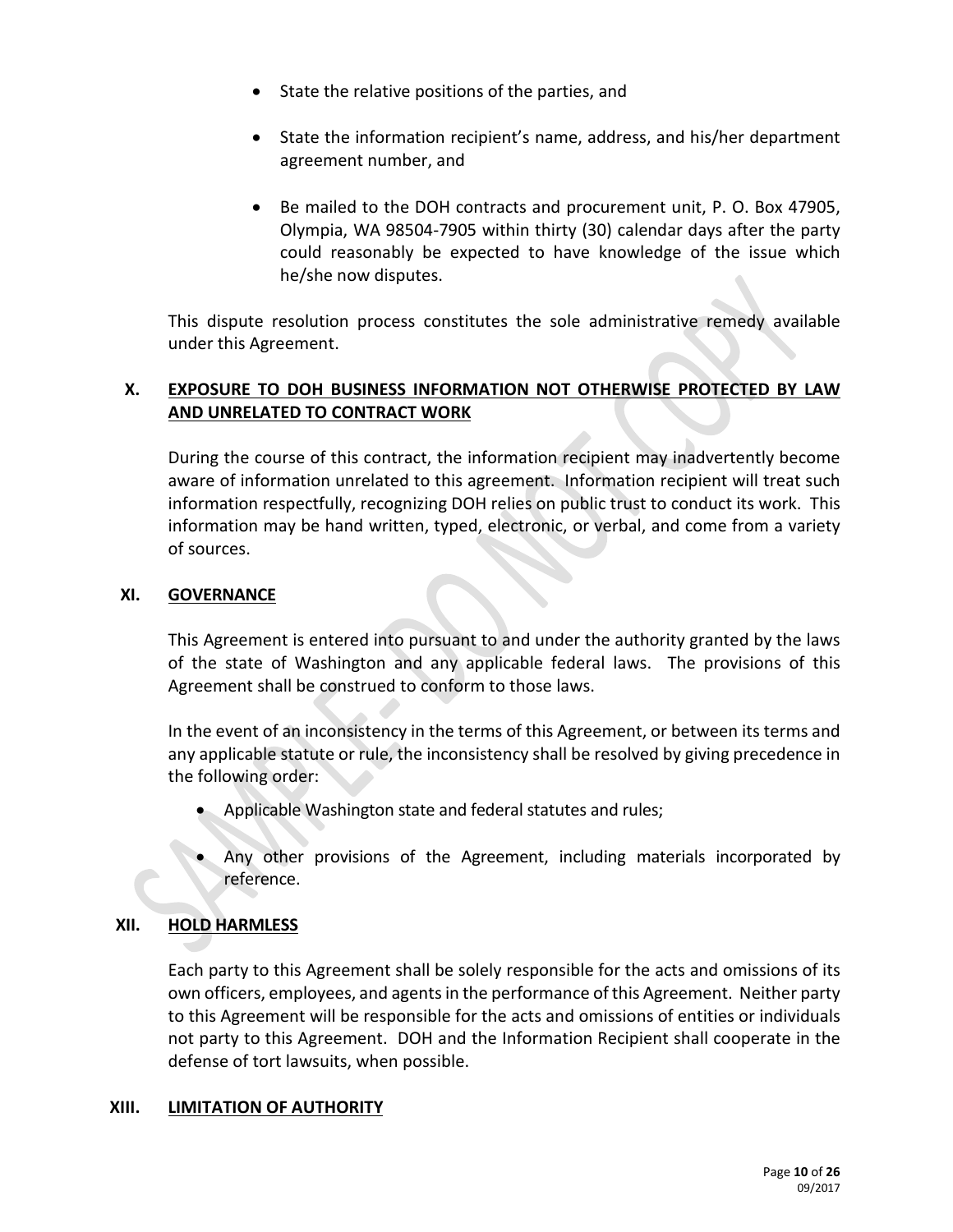- State the relative positions of the parties, and
- State the information recipient's name, address, and his/her department agreement number, and
- Be mailed to the DOH contracts and procurement unit, P. O. Box 47905, Olympia, WA 98504-7905 within thirty (30) calendar days after the party could reasonably be expected to have knowledge of the issue which he/she now disputes.

This dispute resolution process constitutes the sole administrative remedy available under this Agreement.

## X. EXPOSURE TO DOH BUSINESS INFORMATION NOT OTHERWISE PROTECTED BY LAW AND UNRELATED TO CONTRACT WORK

During the course of this contract, the information recipient may inadvertently become aware of information unrelated to this agreement. Information recipient will treat such information respectfully, recognizing DOH relies on public trust to conduct its work. This information may be hand written, typed, electronic, or verbal, and come from a variety of sources.

## XI. GOVERNANCE

This Agreement is entered into pursuant to and under the authority granted by the laws of the state of Washington and any applicable federal laws. The provisions of this Agreement shall be construed to conform to those laws.

In the event of an inconsistency in the terms of this Agreement, or between its terms and any applicable statute or rule, the inconsistency shall be resolved by giving precedence in the following order:

- Applicable Washington state and federal statutes and rules;
- Any other provisions of the Agreement, including materials incorporated by reference.

## XII. HOLD HARMLESS

Each party to this Agreement shall be solely responsible for the acts and omissions of its own officers, employees, and agents in the performance of this Agreement. Neither party to this Agreement will be responsible for the acts and omissions of entities or individuals not party to this Agreement. DOH and the Information Recipient shall cooperate in the defense of tort lawsuits, when possible.

## XIII. LIMITATION OF AUTHORITY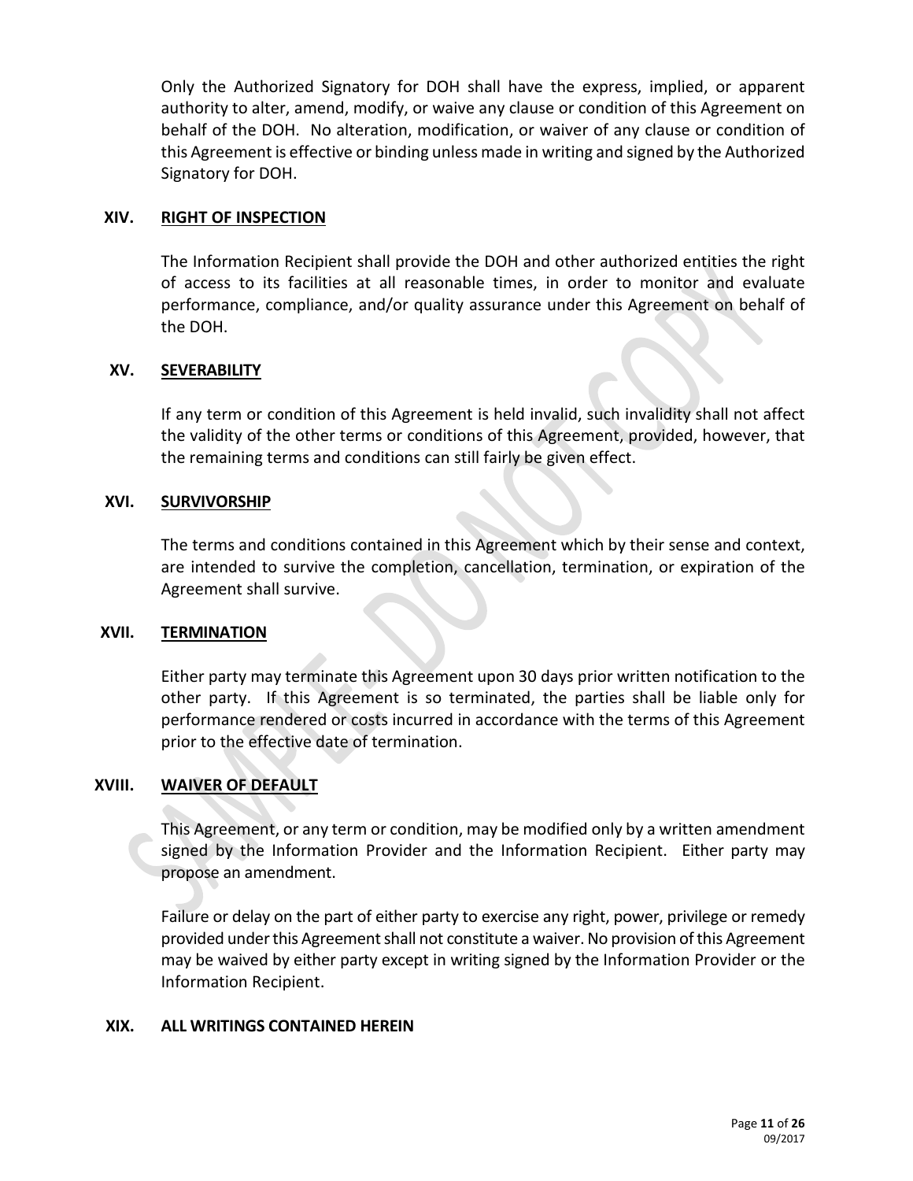Only the Authorized Signatory for DOH shall have the express, implied, or apparent authority to alter, amend, modify, or waive any clause or condition of this Agreement on behalf of the DOH. No alteration, modification, or waiver of any clause or condition of this Agreement is effective or binding unless made in writing and signed by the Authorized Signatory for DOH.

## XIV. RIGHT OF INSPECTION

The Information Recipient shall provide the DOH and other authorized entities the right of access to its facilities at all reasonable times, in order to monitor and evaluate performance, compliance, and/or quality assurance under this Agreement on behalf of the DOH.

## XV. SEVERABILITY

If any term or condition of this Agreement is held invalid, such invalidity shall not affect the validity of the other terms or conditions of this Agreement, provided, however, that the remaining terms and conditions can still fairly be given effect.

## XVI. SURVIVORSHIP

The terms and conditions contained in this Agreement which by their sense and context, are intended to survive the completion, cancellation, termination, or expiration of the Agreement shall survive.

## XVII. TERMINATION

Either party may terminate this Agreement upon 30 days prior written notification to the other party. If this Agreement is so terminated, the parties shall be liable only for performance rendered or costs incurred in accordance with the terms of this Agreement prior to the effective date of termination.

## XVIII. WAIVER OF DEFAULT

This Agreement, or any term or condition, may be modified only by a written amendment signed by the Information Provider and the Information Recipient. Either party may propose an amendment.

Failure or delay on the part of either party to exercise any right, power, privilege or remedy provided under this Agreement shall not constitute a waiver. No provision of this Agreement may be waived by either party except in writing signed by the Information Provider or the Information Recipient.

## XIX. ALL WRITINGS CONTAINED HEREIN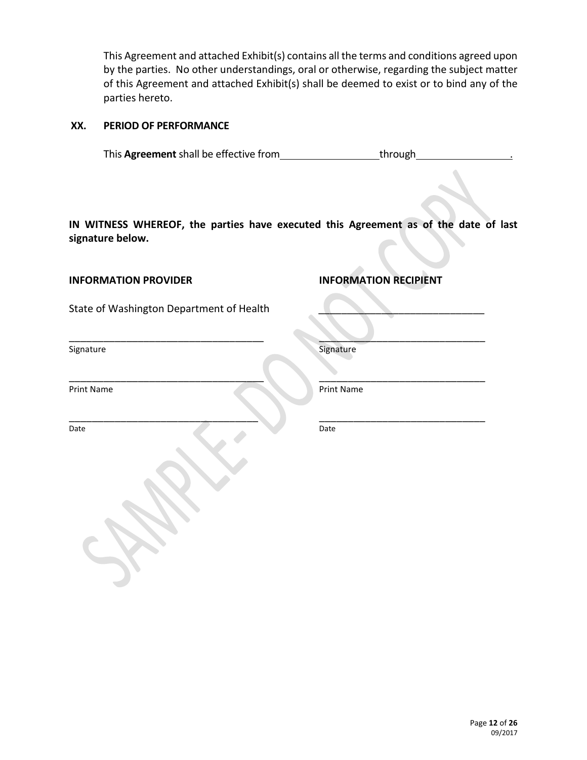This Agreement and attached Exhibit(s) contains all the terms and conditions agreed upon by the parties. No other understandings, oral or otherwise, regarding the subject matter of this Agreement and attached Exhibit(s) shall be deemed to exist or to bind any of the parties hereto.

**XX. PERIOD OF PERFORMANCE**

This **Agreement** shall be effective from ________________ through ________________.

**IN WITNESS WHEREOF, the parties have executed this Agreement as of the date of last signature below.**

| **INFORMATION PROVIDER** | **INFORMATION RECIPIENT** |
|---|---|
| State of Washington Department of Health | ______________________________ |
| ______________________________<br>Signature | ______________________________<br>Signature |
| ______________________________<br>Print Name | ______________________________<br>Print Name |
| ______________________________<br>Date | ______________________________<br>Date |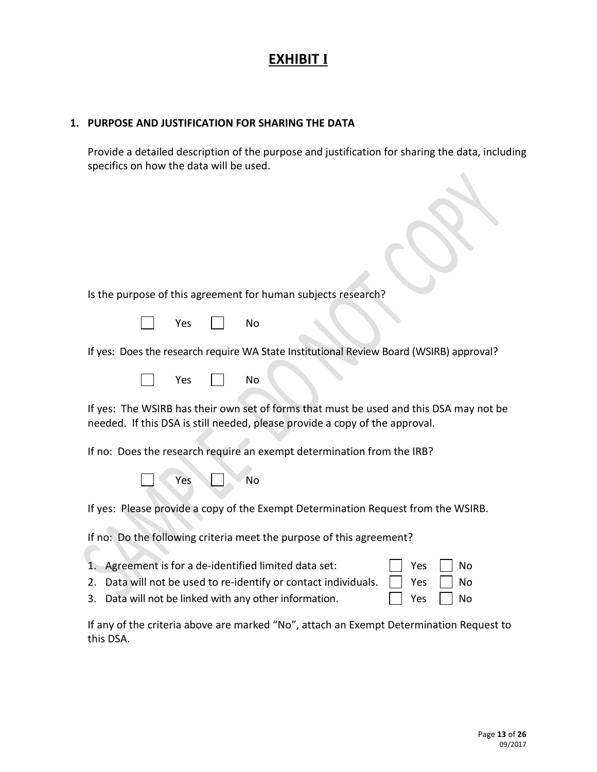# EXHIBIT I

## 1. PURPOSE AND JUSTIFICATION FOR SHARING THE DATA

Provide a detailed description of the purpose and justification for sharing the data, including specifics on how the data will be used.

Is the purpose of this agreement for human subjects research?

☐ Yes ☐ No

If yes: Does the research require WA State Institutional Review Board (WSIRB) approval?

☐ Yes ☐ No

If yes: The WSIRB has their own set of forms that must be used and this DSA may not be needed. If this DSA is still needed, please provide a copy of the approval.

If no: Does the research require an exempt determination from the IRB?

☐ Yes ☐ No

If yes: Please provide a copy of the Exempt Determination Request from the WSIRB.

If no: Do the following criteria meet the purpose of this agreement?

1. Agreement is for a de-identified limited data set: ☐ Yes ☐ No
2. Data will not be used to re-identify or contact individuals. ☐ Yes ☐ No
3. Data will not be linked with any other information. ☐ Yes ☐ No

If any of the criteria above are marked "No", attach an Exempt Determination Request to this DSA.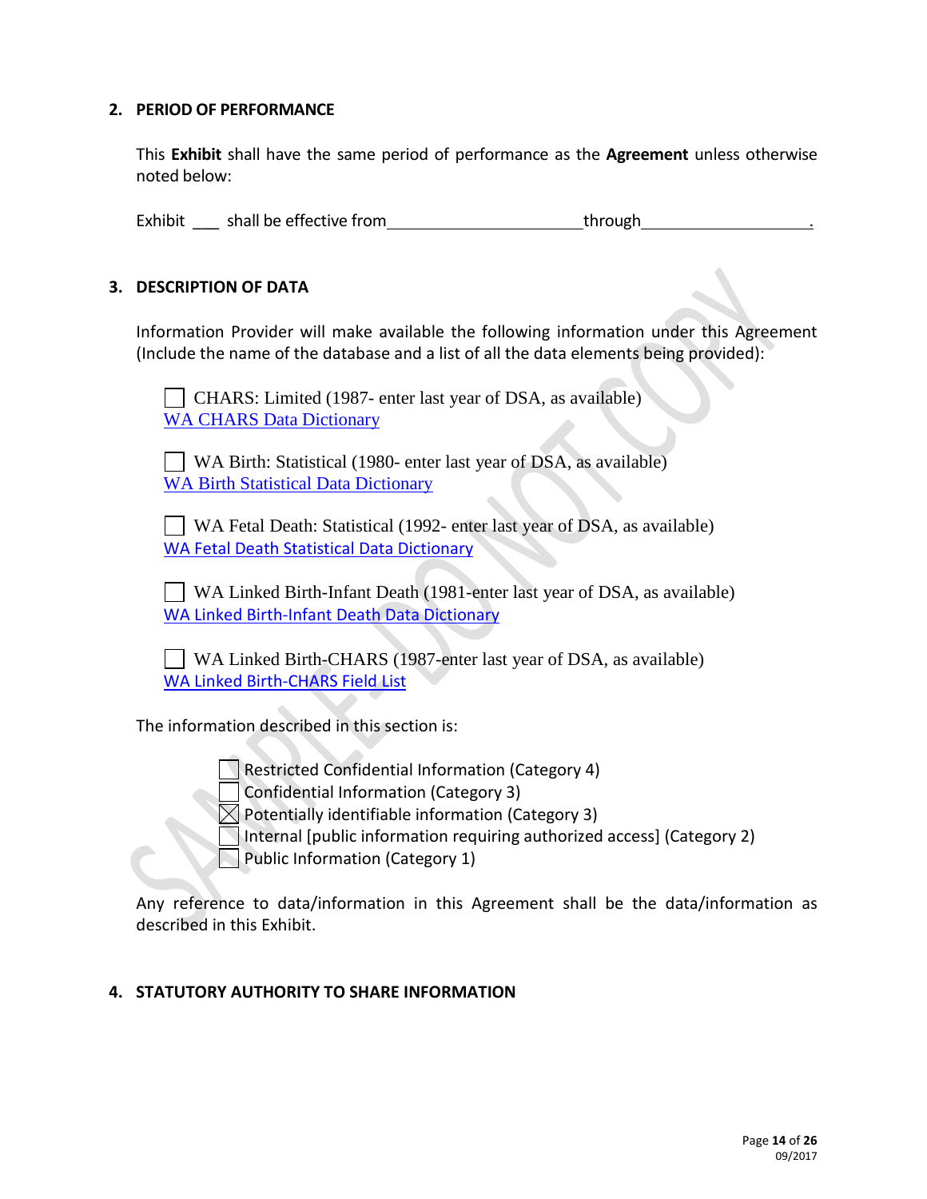## 2. PERIOD OF PERFORMANCE

This **Exhibit** shall have the same period of performance as the **Agreement** unless otherwise noted below:

Exhibit ___ shall be effective from ______________________ through __________________.

## 3. DESCRIPTION OF DATA

Information Provider will make available the following information under this Agreement (Include the name of the database and a list of all the data elements being provided):

☐ CHARS: Limited (1987- enter last year of DSA, as available)
WA CHARS Data Dictionary

☐ WA Birth: Statistical (1980- enter last year of DSA, as available)
WA Birth Statistical Data Dictionary

☐ WA Fetal Death: Statistical (1992- enter last year of DSA, as available)
WA Fetal Death Statistical Data Dictionary

☐ WA Linked Birth-Infant Death (1981-enter last year of DSA, as available)
WA Linked Birth-Infant Death Data Dictionary

☐ WA Linked Birth-CHARS (1987-enter last year of DSA, as available)
WA Linked Birth-CHARS Field List

The information described in this section is:

- ☐ Restricted Confidential Information (Category 4)
- ☐ Confidential Information (Category 3)
- ☒ Potentially identifiable information (Category 3)
- ☐ Internal [public information requiring authorized access] (Category 2)
- ☐ Public Information (Category 1)

Any reference to data/information in this Agreement shall be the data/information as described in this Exhibit.

## 4. STATUTORY AUTHORITY TO SHARE INFORMATION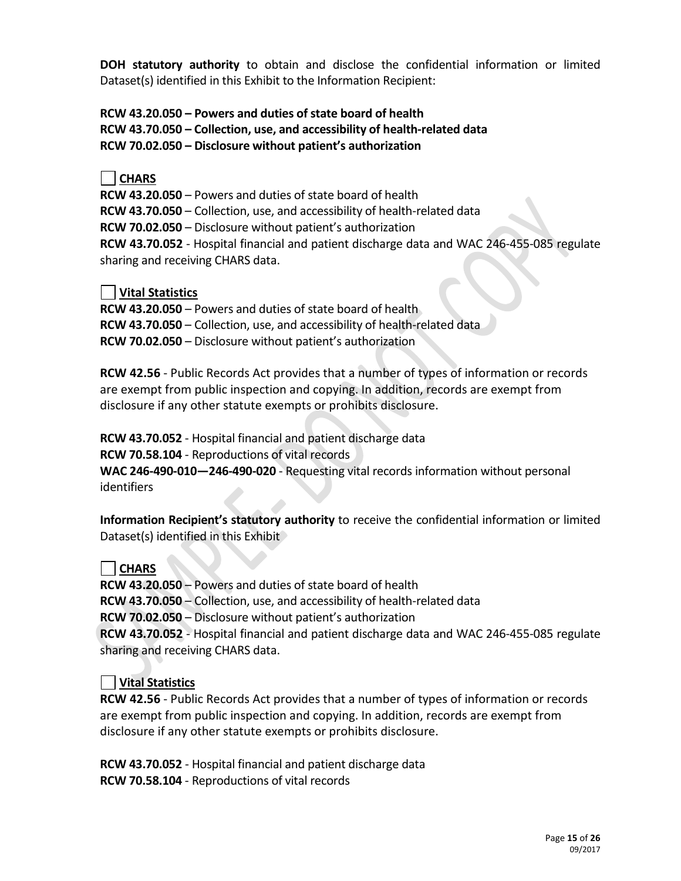**DOH statutory authority** to obtain and disclose the confidential information or limited Dataset(s) identified in this Exhibit to the Information Recipient:

**RCW 43.20.050 – Powers and duties of state board of health**
**RCW 43.70.050 – Collection, use, and accessibility of health-related data**
**RCW 70.02.050 – Disclosure without patient's authorization**

☐ **CHARS**

**RCW 43.20.050** – Powers and duties of state board of health
**RCW 43.70.050** – Collection, use, and accessibility of health-related data
**RCW 70.02.050** – Disclosure without patient's authorization
**RCW 43.70.052** - Hospital financial and patient discharge data and WAC 246-455-085 regulate sharing and receiving CHARS data.

☐ **Vital Statistics**

**RCW 43.20.050** – Powers and duties of state board of health
**RCW 43.70.050** – Collection, use, and accessibility of health-related data
**RCW 70.02.050** – Disclosure without patient's authorization

**RCW 42.56** - Public Records Act provides that a number of types of information or records are exempt from public inspection and copying. In addition, records are exempt from disclosure if any other statute exempts or prohibits disclosure.

**RCW 43.70.052** - Hospital financial and patient discharge data
**RCW 70.58.104** - Reproductions of vital records
**WAC 246-490-010—246-490-020** - Requesting vital records information without personal identifiers

**Information Recipient's statutory authority** to receive the confidential information or limited Dataset(s) identified in this Exhibit

☐ **CHARS**

**RCW 43.20.050** – Powers and duties of state board of health
**RCW 43.70.050** – Collection, use, and accessibility of health-related data
**RCW 70.02.050** – Disclosure without patient's authorization
**RCW 43.70.052** - Hospital financial and patient discharge data and WAC 246-455-085 regulate sharing and receiving CHARS data.

☐ **Vital Statistics**

**RCW 42.56** - Public Records Act provides that a number of types of information or records are exempt from public inspection and copying. In addition, records are exempt from disclosure if any other statute exempts or prohibits disclosure.

**RCW 43.70.052** - Hospital financial and patient discharge data
**RCW 70.58.104** - Reproductions of vital records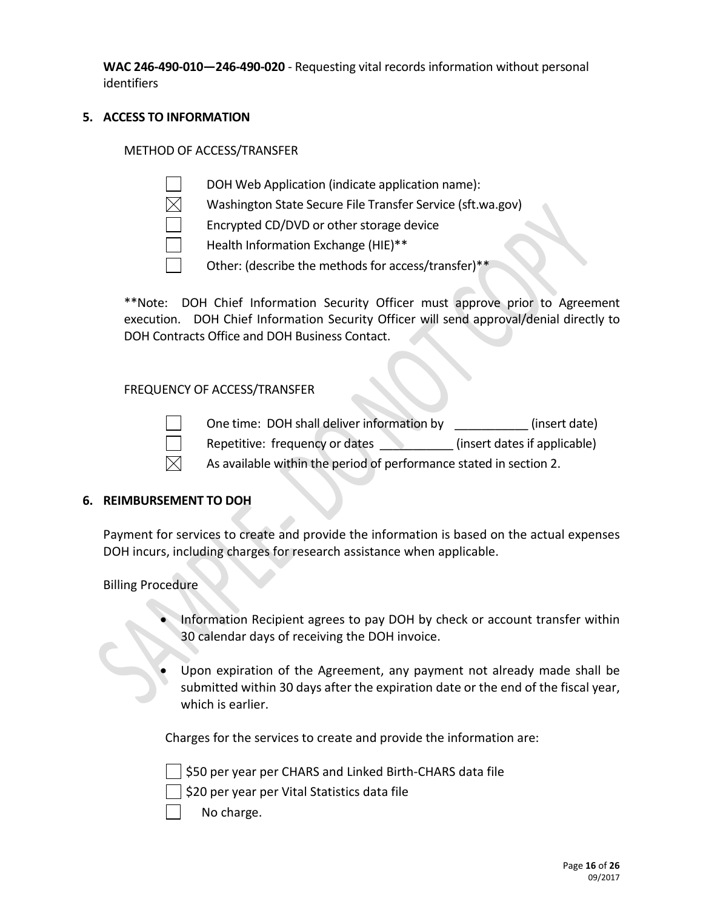**WAC 246-490-010—246-490-020** - Requesting vital records information without personal identifiers

## 5. ACCESS TO INFORMATION

METHOD OF ACCESS/TRANSFER

- ☐ DOH Web Application (indicate application name):
- ☒ Washington State Secure File Transfer Service (sft.wa.gov)
- ☐ Encrypted CD/DVD or other storage device
- ☐ Health Information Exchange (HIE)**
- ☐ Other: (describe the methods for access/transfer)**

**Note: DOH Chief Information Security Officer must approve prior to Agreement execution. DOH Chief Information Security Officer will send approval/denial directly to DOH Contracts Office and DOH Business Contact.

FREQUENCY OF ACCESS/TRANSFER

- ☐ One time: DOH shall deliver information by ___________ (insert date)
- ☐ Repetitive: frequency or dates ___________ (insert dates if applicable)
- ☒ As available within the period of performance stated in section 2.

## 6. REIMBURSEMENT TO DOH

Payment for services to create and provide the information is based on the actual expenses DOH incurs, including charges for research assistance when applicable.

Billing Procedure

- Information Recipient agrees to pay DOH by check or account transfer within 30 calendar days of receiving the DOH invoice.
- Upon expiration of the Agreement, any payment not already made shall be submitted within 30 days after the expiration date or the end of the fiscal year, which is earlier.

Charges for the services to create and provide the information are:

- ☐ $50 per year per CHARS and Linked Birth-CHARS data file
- ☐ $20 per year per Vital Statistics data file
- ☐ No charge.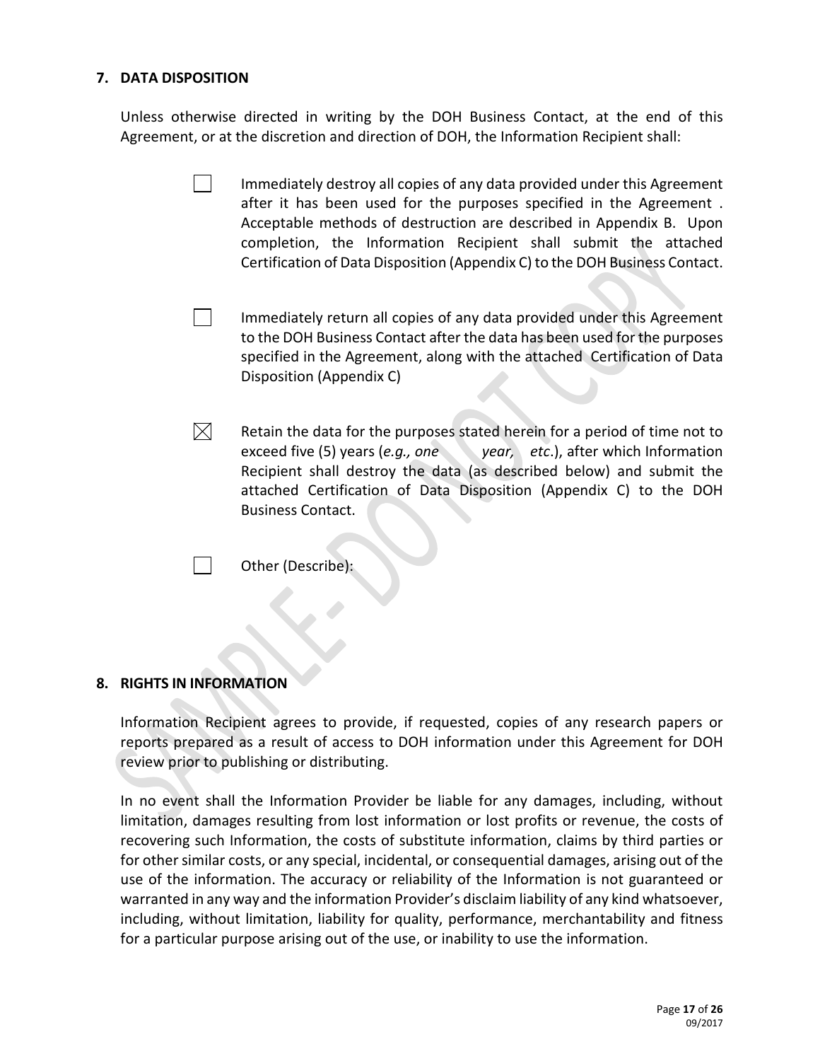## 7. DATA DISPOSITION

Unless otherwise directed in writing by the DOH Business Contact, at the end of this Agreement, or at the discretion and direction of DOH, the Information Recipient shall:

- ☐ Immediately destroy all copies of any data provided under this Agreement after it has been used for the purposes specified in the Agreement . Acceptable methods of destruction are described in Appendix B. Upon completion, the Information Recipient shall submit the attached Certification of Data Disposition (Appendix C) to the DOH Business Contact.

- ☐ Immediately return all copies of any data provided under this Agreement to the DOH Business Contact after the data has been used for the purposes specified in the Agreement, along with the attached Certification of Data Disposition (Appendix C)

- ☒ Retain the data for the purposes stated herein for a period of time not to exceed five (5) years (*e.g., one year, etc*.), after which Information Recipient shall destroy the data (as described below) and submit the attached Certification of Data Disposition (Appendix C) to the DOH Business Contact.

- ☐ Other (Describe):

## 8. RIGHTS IN INFORMATION

Information Recipient agrees to provide, if requested, copies of any research papers or reports prepared as a result of access to DOH information under this Agreement for DOH review prior to publishing or distributing.

In no event shall the Information Provider be liable for any damages, including, without limitation, damages resulting from lost information or lost profits or revenue, the costs of recovering such Information, the costs of substitute information, claims by third parties or for other similar costs, or any special, incidental, or consequential damages, arising out of the use of the information. The accuracy or reliability of the Information is not guaranteed or warranted in any way and the information Provider's disclaim liability of any kind whatsoever, including, without limitation, liability for quality, performance, merchantability and fitness for a particular purpose arising out of the use, or inability to use the information.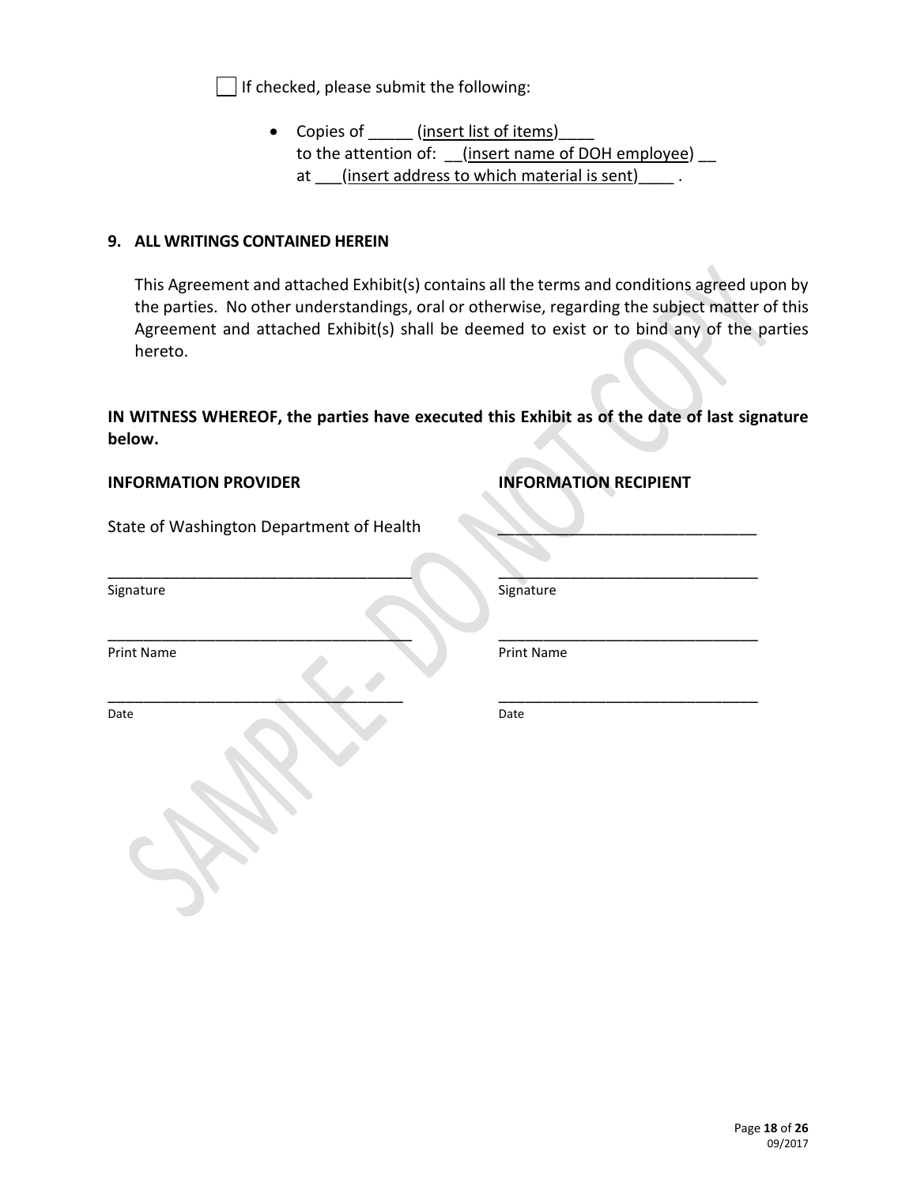☐ If checked, please submit the following:

- Copies of _____ (insert list of items)____
  to the attention of: __(insert name of DOH employee) __
  at ___(insert address to which material is sent)____ .

**9. ALL WRITINGS CONTAINED HEREIN**

This Agreement and attached Exhibit(s) contains all the terms and conditions agreed upon by the parties. No other understandings, oral or otherwise, regarding the subject matter of this Agreement and attached Exhibit(s) shall be deemed to exist or to bind any of the parties hereto.

**IN WITNESS WHEREOF, the parties have executed this Exhibit as of the date of last signature below.**

| **INFORMATION PROVIDER** | **INFORMATION RECIPIENT** |
|---|---|
| State of Washington Department of Health | _____________________________ |
| _____________________________ | _____________________________ |
| Signature | Signature |
| _____________________________ | _____________________________ |
| Print Name | Print Name |
| _____________________________ | _____________________________ |
| Date | Date |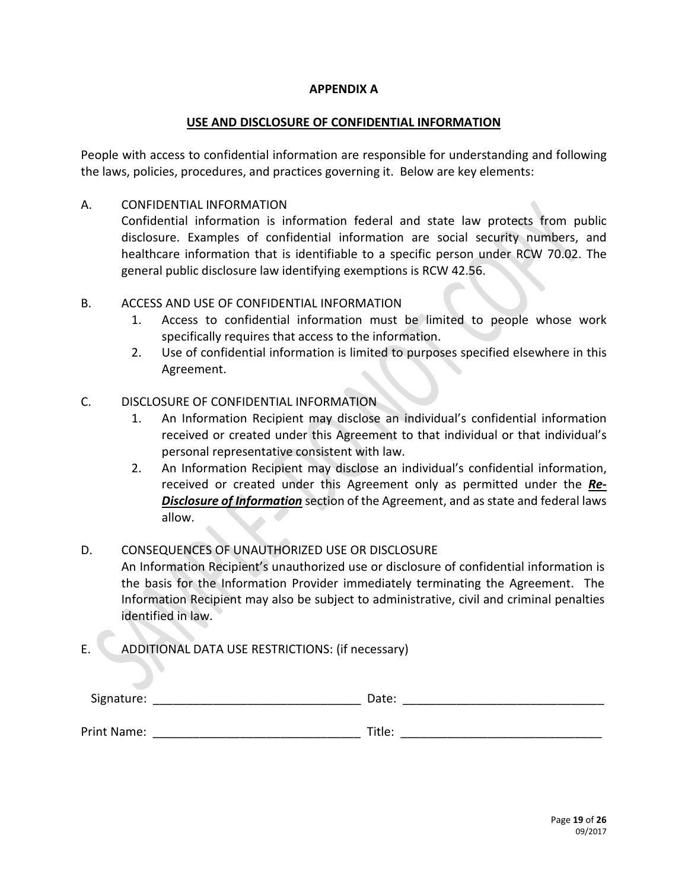## APPENDIX A

## USE AND DISCLOSURE OF CONFIDENTIAL INFORMATION

People with access to confidential information are responsible for understanding and following the laws, policies, procedures, and practices governing it. Below are key elements:

A. CONFIDENTIAL INFORMATION

Confidential information is information federal and state law protects from public disclosure. Examples of confidential information are social security numbers, and healthcare information that is identifiable to a specific person under RCW 70.02. The general public disclosure law identifying exemptions is RCW 42.56.

B. ACCESS AND USE OF CONFIDENTIAL INFORMATION

1. Access to confidential information must be limited to people whose work specifically requires that access to the information.
2. Use of confidential information is limited to purposes specified elsewhere in this Agreement.

C. DISCLOSURE OF CONFIDENTIAL INFORMATION

1. An Information Recipient may disclose an individual's confidential information received or created under this Agreement to that individual or that individual's personal representative consistent with law.
2. An Information Recipient may disclose an individual's confidential information, received or created under this Agreement only as permitted under the ***Re-Disclosure of Information*** section of the Agreement, and as state and federal laws allow.

D. CONSEQUENCES OF UNAUTHORIZED USE OR DISCLOSURE

An Information Recipient's unauthorized use or disclosure of confidential information is the basis for the Information Provider immediately terminating the Agreement. The Information Recipient may also be subject to administrative, civil and criminal penalties identified in law.

E. ADDITIONAL DATA USE RESTRICTIONS: (if necessary)

Signature: ______________________________ Date: ______________________________

Print Name: ______________________________ Title: ______________________________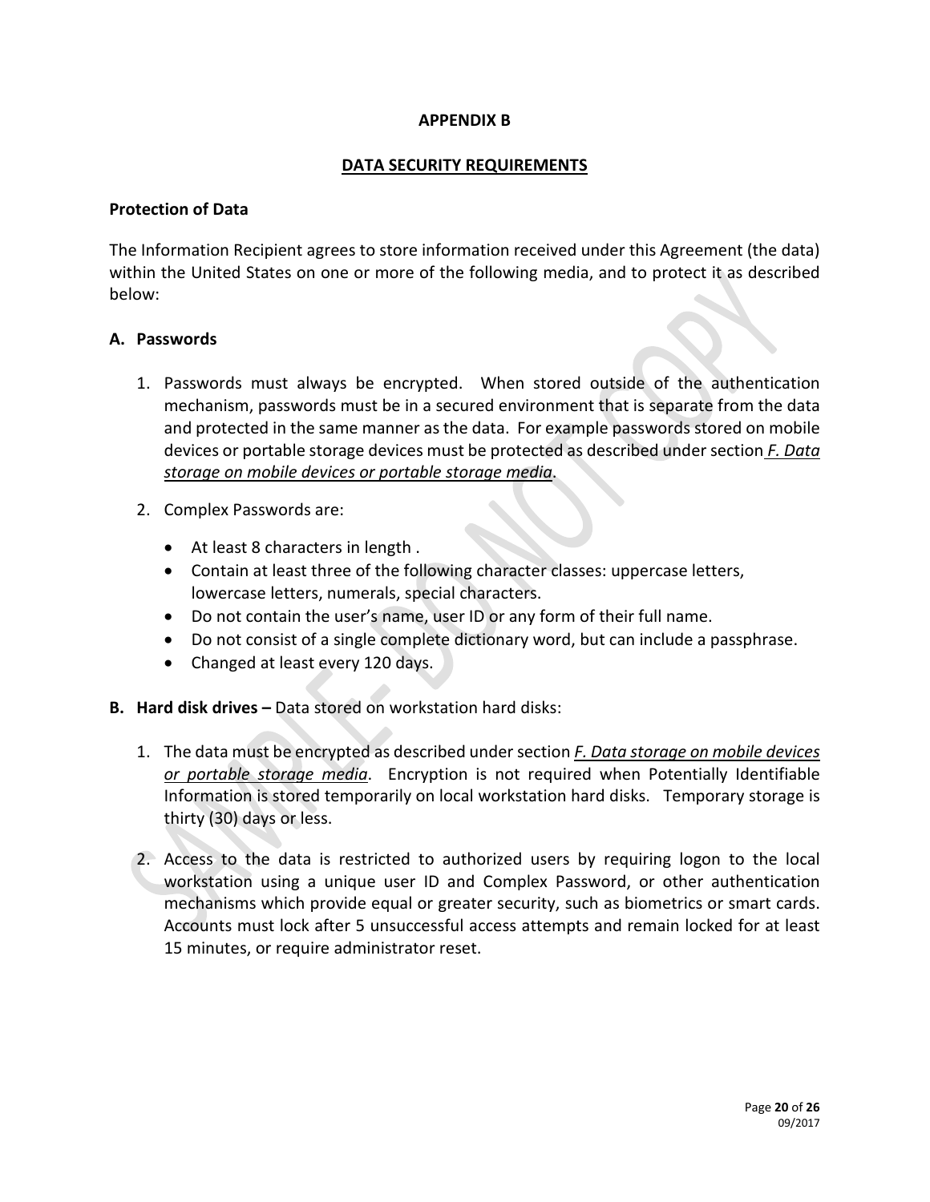# APPENDIX B

## DATA SECURITY REQUIREMENTS

### Protection of Data

The Information Recipient agrees to store information received under this Agreement (the data) within the United States on one or more of the following media, and to protect it as described below:

**A. Passwords**

1. Passwords must always be encrypted. When stored outside of the authentication mechanism, passwords must be in a secured environment that is separate from the data and protected in the same manner as the data. For example passwords stored on mobile devices or portable storage devices must be protected as described under section *F. Data storage on mobile devices or portable storage media*.

2. Complex Passwords are:

   - At least 8 characters in length .
   - Contain at least three of the following character classes: uppercase letters, lowercase letters, numerals, special characters.
   - Do not contain the user's name, user ID or any form of their full name.
   - Do not consist of a single complete dictionary word, but can include a passphrase.
   - Changed at least every 120 days.

**B. Hard disk drives –** Data stored on workstation hard disks:

1. The data must be encrypted as described under section *F. Data storage on mobile devices or portable storage media*. Encryption is not required when Potentially Identifiable Information is stored temporarily on local workstation hard disks. Temporary storage is thirty (30) days or less.

2. Access to the data is restricted to authorized users by requiring logon to the local workstation using a unique user ID and Complex Password, or other authentication mechanisms which provide equal or greater security, such as biometrics or smart cards. Accounts must lock after 5 unsuccessful access attempts and remain locked for at least 15 minutes, or require administrator reset.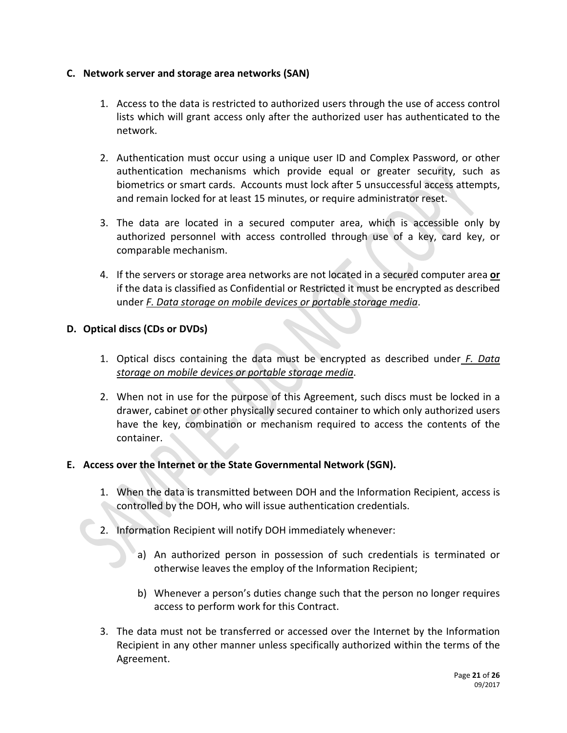**C. Network server and storage area networks (SAN)**

1. Access to the data is restricted to authorized users through the use of access control lists which will grant access only after the authorized user has authenticated to the network.

2. Authentication must occur using a unique user ID and Complex Password, or other authentication mechanisms which provide equal or greater security, such as biometrics or smart cards. Accounts must lock after 5 unsuccessful access attempts, and remain locked for at least 15 minutes, or require administrator reset.

3. The data are located in a secured computer area, which is accessible only by authorized personnel with access controlled through use of a key, card key, or comparable mechanism.

4. If the servers or storage area networks are not located in a secured computer area **or** if the data is classified as Confidential or Restricted it must be encrypted as described under *F. Data storage on mobile devices or portable storage media*.

**D. Optical discs (CDs or DVDs)**

1. Optical discs containing the data must be encrypted as described under *F. Data storage on mobile devices or portable storage media*.

2. When not in use for the purpose of this Agreement, such discs must be locked in a drawer, cabinet or other physically secured container to which only authorized users have the key, combination or mechanism required to access the contents of the container.

**E. Access over the Internet or the State Governmental Network (SGN).**

1. When the data is transmitted between DOH and the Information Recipient, access is controlled by the DOH, who will issue authentication credentials.

2. Information Recipient will notify DOH immediately whenever:

   a) An authorized person in possession of such credentials is terminated or otherwise leaves the employ of the Information Recipient;

   b) Whenever a person's duties change such that the person no longer requires access to perform work for this Contract.

3. The data must not be transferred or accessed over the Internet by the Information Recipient in any other manner unless specifically authorized within the terms of the Agreement.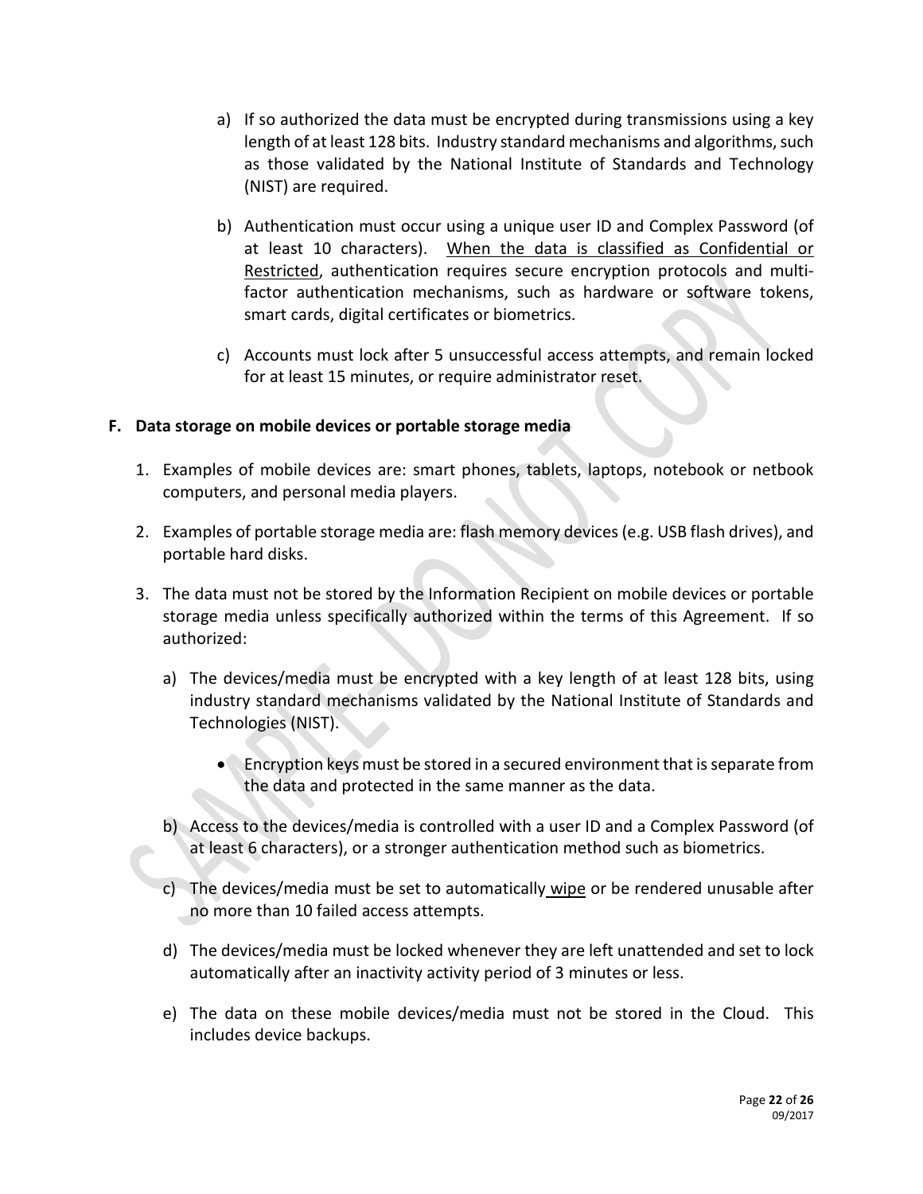a) If so authorized the data must be encrypted during transmissions using a key length of at least 128 bits. Industry standard mechanisms and algorithms, such as those validated by the National Institute of Standards and Technology (NIST) are required.

b) Authentication must occur using a unique user ID and Complex Password (of at least 10 characters). <u>When the data is classified as Confidential or Restricted</u>, authentication requires secure encryption protocols and multi-factor authentication mechanisms, such as hardware or software tokens, smart cards, digital certificates or biometrics.

c) Accounts must lock after 5 unsuccessful access attempts, and remain locked for at least 15 minutes, or require administrator reset.

**F. Data storage on mobile devices or portable storage media**

1. Examples of mobile devices are: smart phones, tablets, laptops, notebook or netbook computers, and personal media players.

2. Examples of portable storage media are: flash memory devices (e.g. USB flash drives), and portable hard disks.

3. The data must not be stored by the Information Recipient on mobile devices or portable storage media unless specifically authorized within the terms of this Agreement. If so authorized:

   a) The devices/media must be encrypted with a key length of at least 128 bits, using industry standard mechanisms validated by the National Institute of Standards and Technologies (NIST).

      - Encryption keys must be stored in a secured environment that is separate from the data and protected in the same manner as the data.

   b) Access to the devices/media is controlled with a user ID and a Complex Password (of at least 6 characters), or a stronger authentication method such as biometrics.

   c) The devices/media must be set to automatically <u>wipe</u> or be rendered unusable after no more than 10 failed access attempts.

   d) The devices/media must be locked whenever they are left unattended and set to lock automatically after an inactivity activity period of 3 minutes or less.

   e) The data on these mobile devices/media must not be stored in the Cloud. This includes device backups.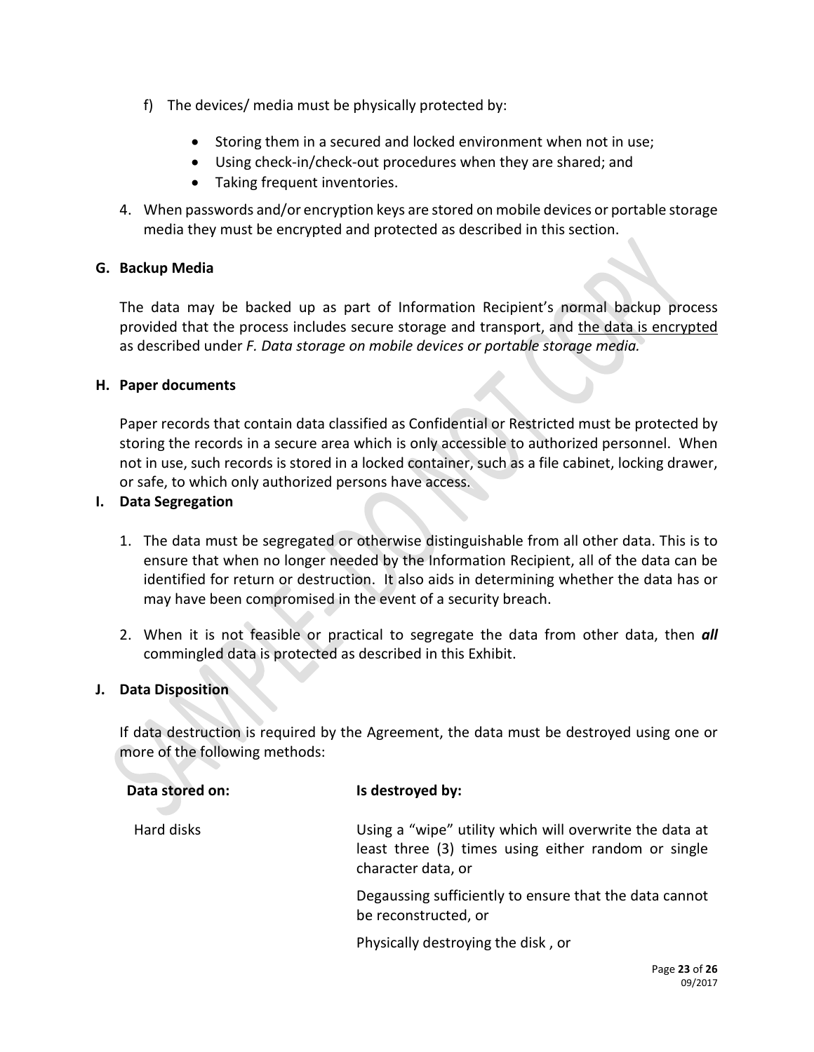f) The devices/ media must be physically protected by:

- Storing them in a secured and locked environment when not in use;
- Using check-in/check-out procedures when they are shared; and
- Taking frequent inventories.

4. When passwords and/or encryption keys are stored on mobile devices or portable storage media they must be encrypted and protected as described in this section.

**G. Backup Media**

The data may be backed up as part of Information Recipient's normal backup process provided that the process includes secure storage and transport, and <u>the data is encrypted</u> as described under *F. Data storage on mobile devices or portable storage media.*

**H. Paper documents**

Paper records that contain data classified as Confidential or Restricted must be protected by storing the records in a secure area which is only accessible to authorized personnel. When not in use, such records is stored in a locked container, such as a file cabinet, locking drawer, or safe, to which only authorized persons have access.

**I. Data Segregation**

1. The data must be segregated or otherwise distinguishable from all other data. This is to ensure that when no longer needed by the Information Recipient, all of the data can be identified for return or destruction. It also aids in determining whether the data has or may have been compromised in the event of a security breach.

2. When it is not feasible or practical to segregate the data from other data, then ***all*** commingled data is protected as described in this Exhibit.

**J. Data Disposition**

If data destruction is required by the Agreement, the data must be destroyed using one or more of the following methods:

| **Data stored on:** | **Is destroyed by:** |
|---|---|
| Hard disks | Using a "wipe" utility which will overwrite the data at least three (3) times using either random or single character data, or |
| | Degaussing sufficiently to ensure that the data cannot be reconstructed, or |
| | Physically destroying the disk , or |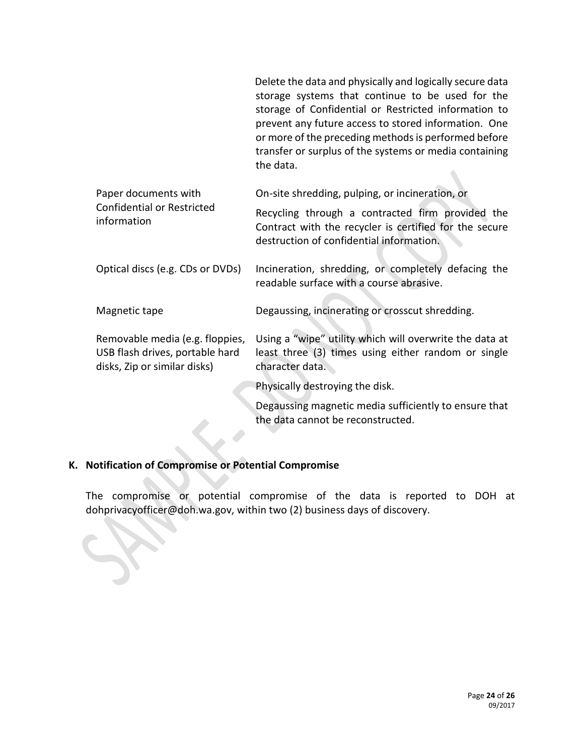| | |
|---|---|
| | Delete the data and physically and logically secure data storage systems that continue to be used for the storage of Confidential or Restricted information to prevent any future access to stored information. One or more of the preceding methods is performed before transfer or surplus of the systems or media containing the data. |
| Paper documents with Confidential or Restricted information | On-site shredding, pulping, or incineration, or<br><br>Recycling through a contracted firm provided the Contract with the recycler is certified for the secure destruction of confidential information. |
| Optical discs (e.g. CDs or DVDs) | Incineration, shredding, or completely defacing the readable surface with a course abrasive. |
| Magnetic tape | Degaussing, incinerating or crosscut shredding. |
| Removable media (e.g. floppies, USB flash drives, portable hard disks, Zip or similar disks) | Using a "wipe" utility which will overwrite the data at least three (3) times using either random or single character data.<br><br>Physically destroying the disk.<br><br>Degaussing magnetic media sufficiently to ensure that the data cannot be reconstructed. |

**K. Notification of Compromise or Potential Compromise**

The compromise or potential compromise of the data is reported to DOH at dohprivacyofficer@doh.wa.gov, within two (2) business days of discovery.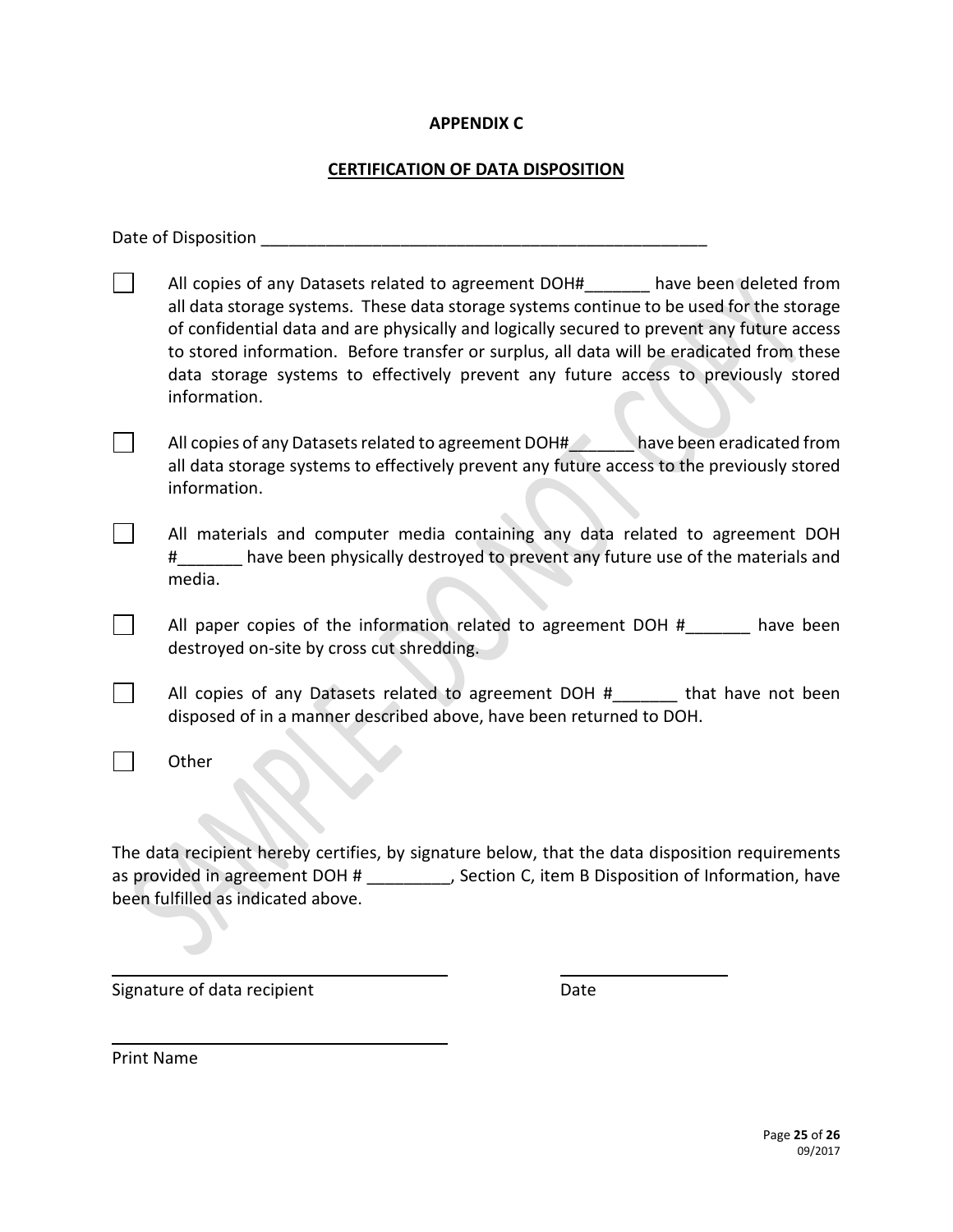**APPENDIX C**

**CERTIFICATION OF DATA DISPOSITION**

Date of Disposition ___________________________________________________

☐ All copies of any Datasets related to agreement DOH#_______ have been deleted from all data storage systems. These data storage systems continue to be used for the storage of confidential data and are physically and logically secured to prevent any future access to stored information. Before transfer or surplus, all data will be eradicated from these data storage systems to effectively prevent any future access to previously stored information.

☐ All copies of any Datasets related to agreement DOH#_______ have been eradicated from all data storage systems to effectively prevent any future access to the previously stored information.

☐ All materials and computer media containing any data related to agreement DOH #_______ have been physically destroyed to prevent any future use of the materials and media.

☐ All paper copies of the information related to agreement DOH #_______ have been destroyed on-site by cross cut shredding.

☐ All copies of any Datasets related to agreement DOH #_______ that have not been disposed of in a manner described above, have been returned to DOH.

☐ Other

The data recipient hereby certifies, by signature below, that the data disposition requirements as provided in agreement DOH # _________, Section C, item B Disposition of Information, have been fulfilled as indicated above.

_______________________________________ ____________________

Signature of data recipient Date

_______________________________________

Print Name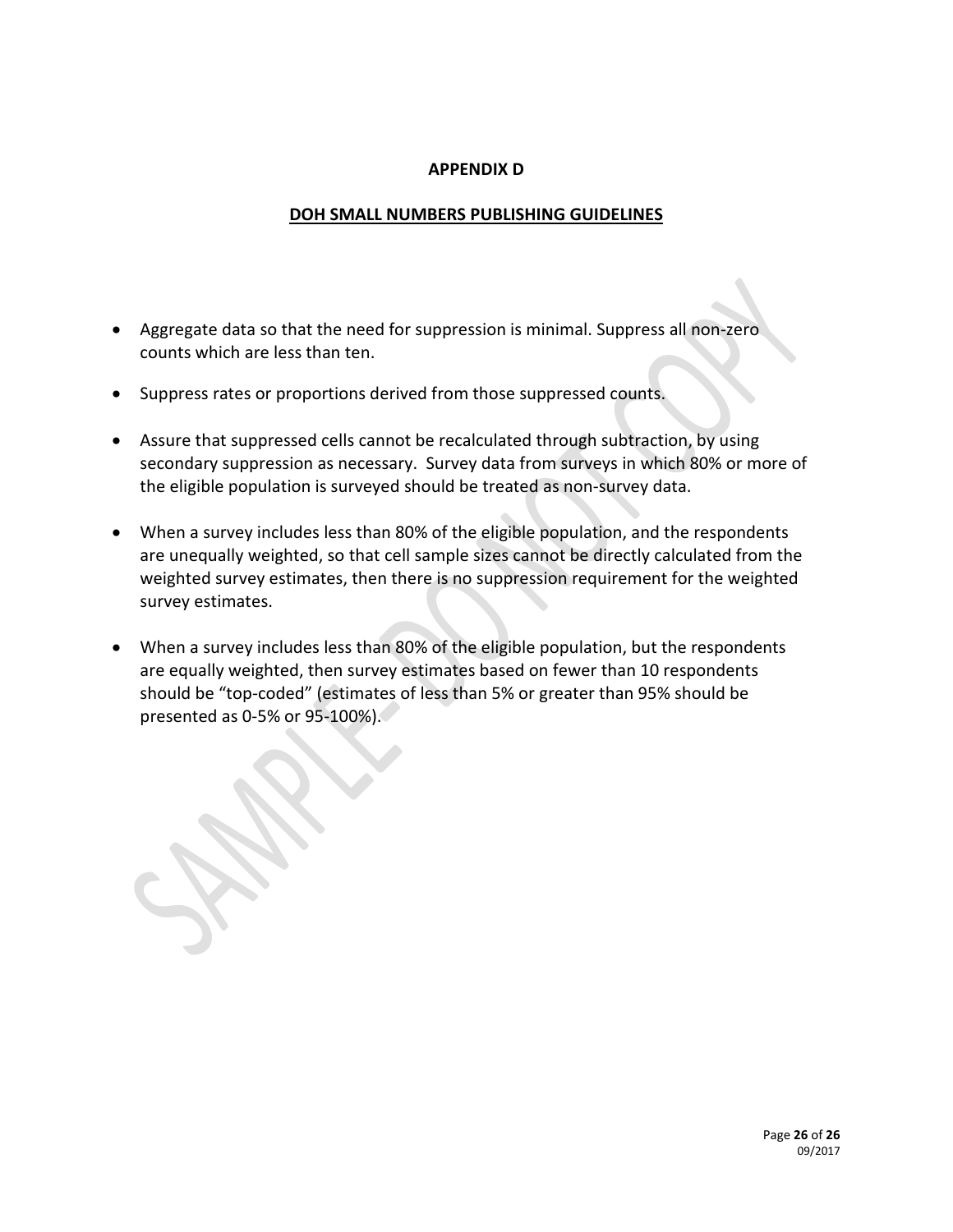## APPENDIX D

## DOH SMALL NUMBERS PUBLISHING GUIDELINES

- Aggregate data so that the need for suppression is minimal. Suppress all non-zero counts which are less than ten.
- Suppress rates or proportions derived from those suppressed counts.
- Assure that suppressed cells cannot be recalculated through subtraction, by using secondary suppression as necessary. Survey data from surveys in which 80% or more of the eligible population is surveyed should be treated as non-survey data.
- When a survey includes less than 80% of the eligible population, and the respondents are unequally weighted, so that cell sample sizes cannot be directly calculated from the weighted survey estimates, then there is no suppression requirement for the weighted survey estimates.
- When a survey includes less than 80% of the eligible population, but the respondents are equally weighted, then survey estimates based on fewer than 10 respondents should be "top-coded" (estimates of less than 5% or greater than 95% should be presented as 0-5% or 95-100%).